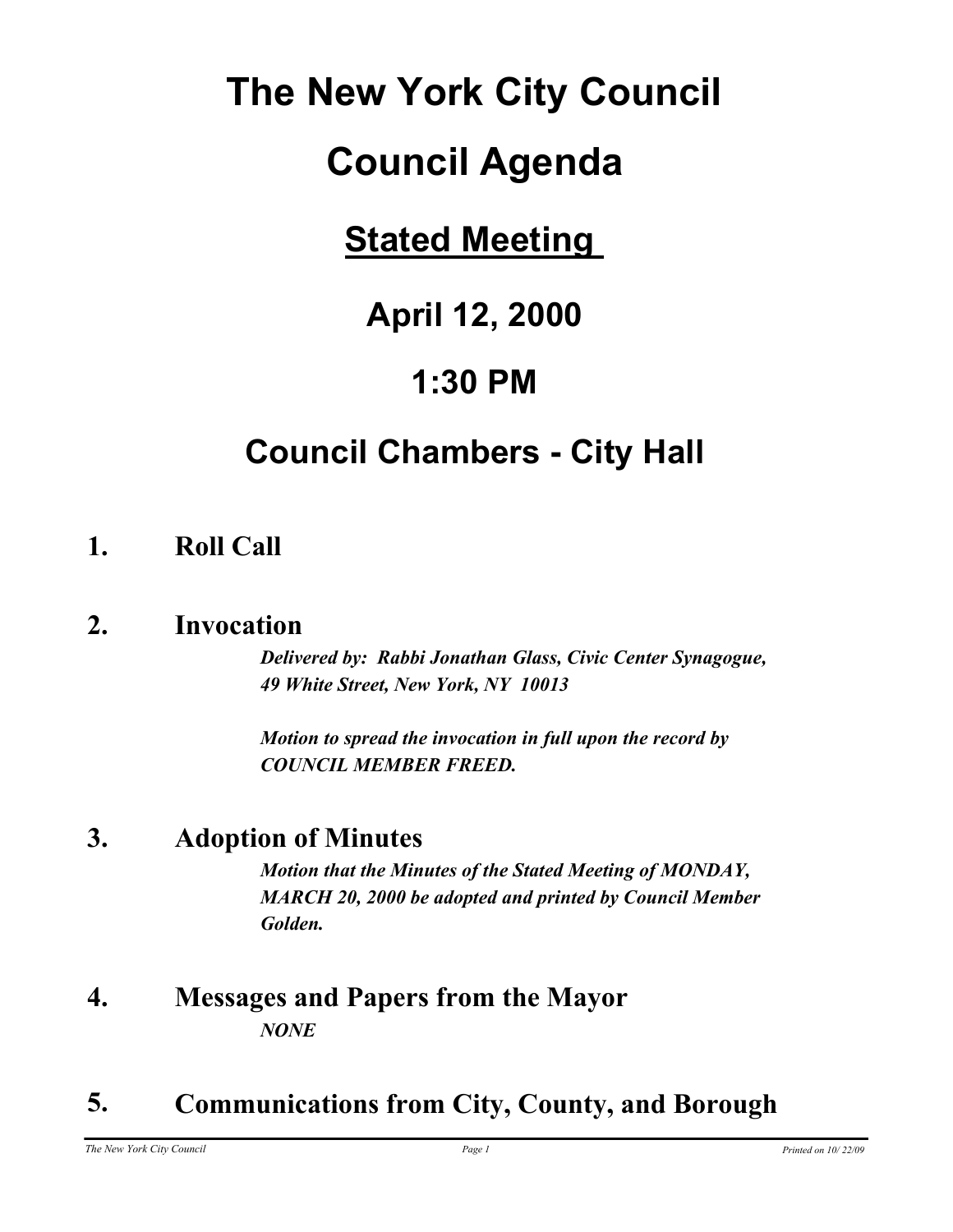# The New York City Council

# Council Agenda

## <u>Stated Meeting</u>

## April 12, 2000

## 1:30 PM

## Council Chambers - City Hall

### 1. Roll Call

### 2. Invocation

***Delivered by: Rabbi Jonathan Glass, Civic Center Synagogue, 49 White Street, New York, NY 10013***

***Motion to spread the invocation in full upon the record by COUNCIL MEMBER FREED.***

### 3. Adoption of Minutes

***Motion that the Minutes of the Stated Meeting of MONDAY, MARCH 20, 2000 be adopted and printed by Council Member Golden.***

### 4. Messages and Papers from the Mayor

***NONE***

### 5. Communications from City, County, and Borough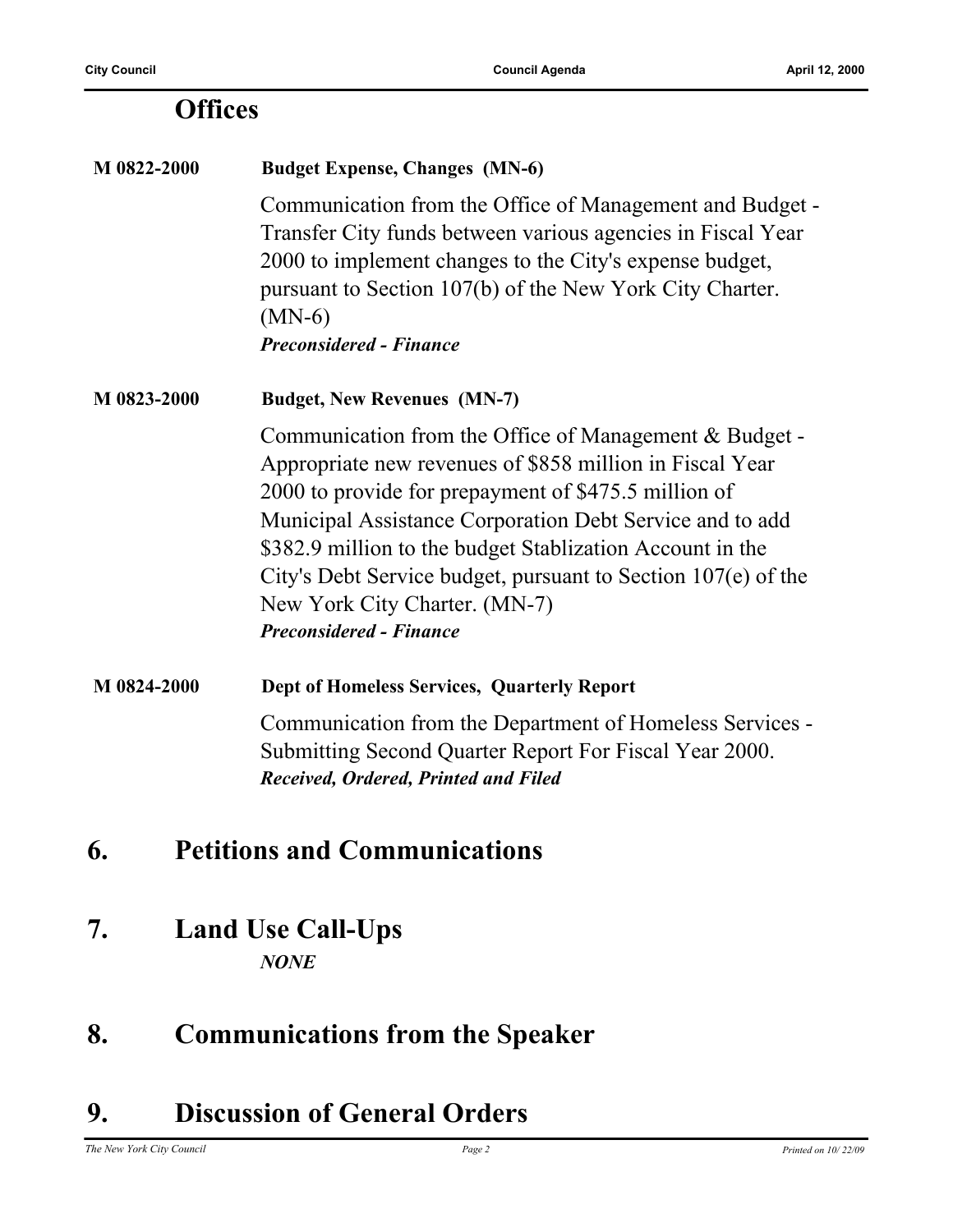## Offices

**M 0822-2000** **Budget Expense, Changes (MN-6)**

Communication from the Office of Management and Budget - Transfer City funds between various agencies in Fiscal Year 2000 to implement changes to the City's expense budget, pursuant to Section 107(b) of the New York City Charter. (MN-6)

***Preconsidered - Finance***

**M 0823-2000** **Budget, New Revenues (MN-7)**

Communication from the Office of Management & Budget - Appropriate new revenues of $858 million in Fiscal Year 2000 to provide for prepayment of $475.5 million of Municipal Assistance Corporation Debt Service and to add $382.9 million to the budget Stablization Account in the City's Debt Service budget, pursuant to Section 107(e) of the New York City Charter. (MN-7)

***Preconsidered - Finance***

**M 0824-2000** **Dept of Homeless Services, Quarterly Report**

Communication from the Department of Homeless Services - Submitting Second Quarter Report For Fiscal Year 2000.

***Received, Ordered, Printed and Filed***

# 6. Petitions and Communications

# 7. Land Use Call-Ups

***NONE***

# 8. Communications from the Speaker

# 9. Discussion of General Orders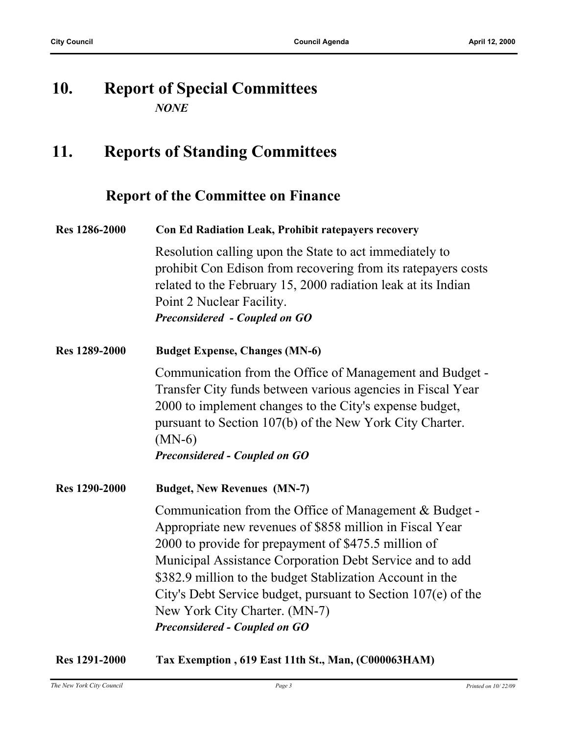# 10. Report of Special Committees

*NONE*

# 11. Reports of Standing Committees

## Report of the Committee on Finance

**Res 1286-2000** **Con Ed Radiation Leak, Prohibit ratepayers recovery**

Resolution calling upon the State to act immediately to prohibit Con Edison from recovering from its ratepayers costs related to the February 15, 2000 radiation leak at its Indian Point 2 Nuclear Facility.

***Preconsidered - Coupled on GO***

**Res 1289-2000** **Budget Expense, Changes (MN-6)**

Communication from the Office of Management and Budget - Transfer City funds between various agencies in Fiscal Year 2000 to implement changes to the City's expense budget, pursuant to Section 107(b) of the New York City Charter. (MN-6)

***Preconsidered - Coupled on GO***

**Res 1290-2000** **Budget, New Revenues (MN-7)**

Communication from the Office of Management & Budget - Appropriate new revenues of $858 million in Fiscal Year 2000 to provide for prepayment of $475.5 million of Municipal Assistance Corporation Debt Service and to add $382.9 million to the budget Stablization Account in the City's Debt Service budget, pursuant to Section 107(e) of the New York City Charter. (MN-7)

***Preconsidered - Coupled on GO***

**Res 1291-2000** **Tax Exemption , 619 East 11th St., Man, (C000063HAM)**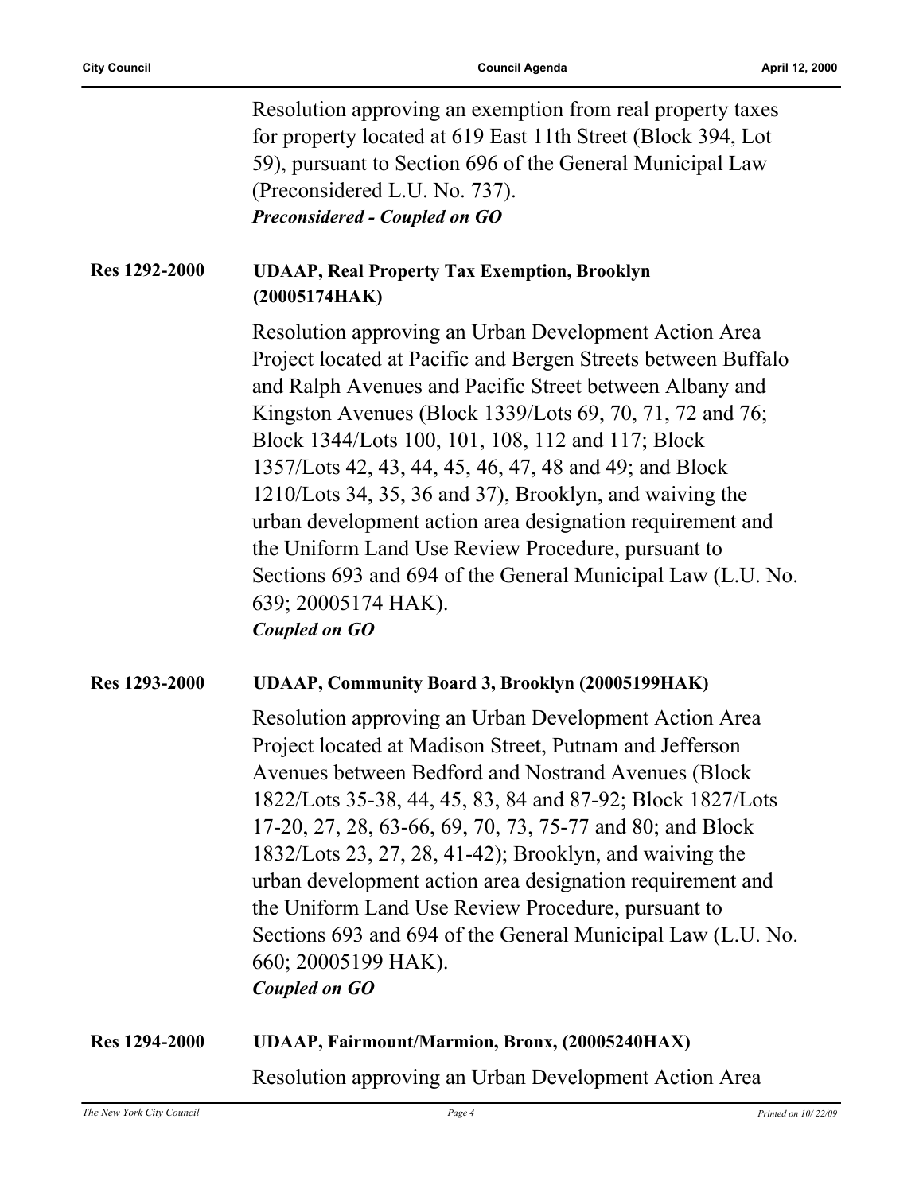Resolution approving an exemption from real property taxes for property located at 619 East 11th Street (Block 394, Lot 59), pursuant to Section 696 of the General Municipal Law (Preconsidered L.U. No. 737).

***Preconsidered - Coupled on GO***

**Res 1292-2000** **UDAAP, Real Property Tax Exemption, Brooklyn (20005174HAK)**

Resolution approving an Urban Development Action Area Project located at Pacific and Bergen Streets between Buffalo and Ralph Avenues and Pacific Street between Albany and Kingston Avenues (Block 1339/Lots 69, 70, 71, 72 and 76; Block 1344/Lots 100, 101, 108, 112 and 117; Block 1357/Lots 42, 43, 44, 45, 46, 47, 48 and 49; and Block 1210/Lots 34, 35, 36 and 37), Brooklyn, and waiving the urban development action area designation requirement and the Uniform Land Use Review Procedure, pursuant to Sections 693 and 694 of the General Municipal Law (L.U. No. 639; 20005174 HAK).

***Coupled on GO***

**Res 1293-2000** **UDAAP, Community Board 3, Brooklyn (20005199HAK)**

Resolution approving an Urban Development Action Area Project located at Madison Street, Putnam and Jefferson Avenues between Bedford and Nostrand Avenues (Block 1822/Lots 35-38, 44, 45, 83, 84 and 87-92; Block 1827/Lots 17-20, 27, 28, 63-66, 69, 70, 73, 75-77 and 80; and Block 1832/Lots 23, 27, 28, 41-42); Brooklyn, and waiving the urban development action area designation requirement and the Uniform Land Use Review Procedure, pursuant to Sections 693 and 694 of the General Municipal Law (L.U. No. 660; 20005199 HAK).

***Coupled on GO***

**Res 1294-2000** **UDAAP, Fairmount/Marmion, Bronx, (20005240HAX)**

Resolution approving an Urban Development Action Area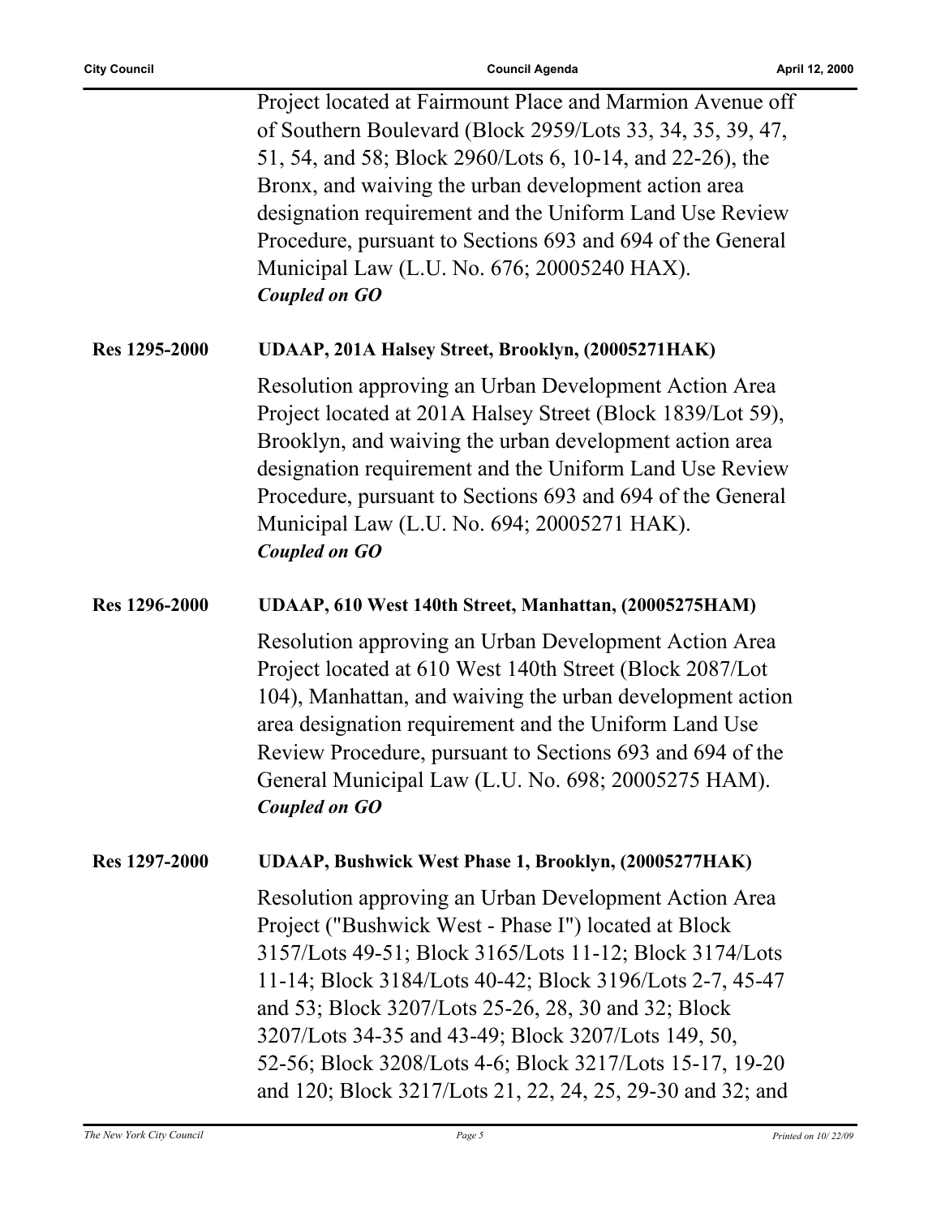Project located at Fairmount Place and Marmion Avenue off of Southern Boulevard (Block 2959/Lots 33, 34, 35, 39, 47, 51, 54, and 58; Block 2960/Lots 6, 10-14, and 22-26), the Bronx, and waiving the urban development action area designation requirement and the Uniform Land Use Review Procedure, pursuant to Sections 693 and 694 of the General Municipal Law (L.U. No. 676; 20005240 HAX).
***Coupled on GO***

**Res 1295-2000** **UDAAP, 201A Halsey Street, Brooklyn, (20005271HAK)**

Resolution approving an Urban Development Action Area Project located at 201A Halsey Street (Block 1839/Lot 59), Brooklyn, and waiving the urban development action area designation requirement and the Uniform Land Use Review Procedure, pursuant to Sections 693 and 694 of the General Municipal Law (L.U. No. 694; 20005271 HAK).
***Coupled on GO***

**Res 1296-2000** **UDAAP, 610 West 140th Street, Manhattan, (20005275HAM)**

Resolution approving an Urban Development Action Area Project located at 610 West 140th Street (Block 2087/Lot 104), Manhattan, and waiving the urban development action area designation requirement and the Uniform Land Use Review Procedure, pursuant to Sections 693 and 694 of the General Municipal Law (L.U. No. 698; 20005275 HAM).
***Coupled on GO***

**Res 1297-2000** **UDAAP, Bushwick West Phase 1, Brooklyn, (20005277HAK)**

Resolution approving an Urban Development Action Area Project ("Bushwick West - Phase I") located at Block 3157/Lots 49-51; Block 3165/Lots 11-12; Block 3174/Lots 11-14; Block 3184/Lots 40-42; Block 3196/Lots 2-7, 45-47 and 53; Block 3207/Lots 25-26, 28, 30 and 32; Block 3207/Lots 34-35 and 43-49; Block 3207/Lots 149, 50, 52-56; Block 3208/Lots 4-6; Block 3217/Lots 15-17, 19-20 and 120; Block 3217/Lots 21, 22, 24, 25, 29-30 and 32; and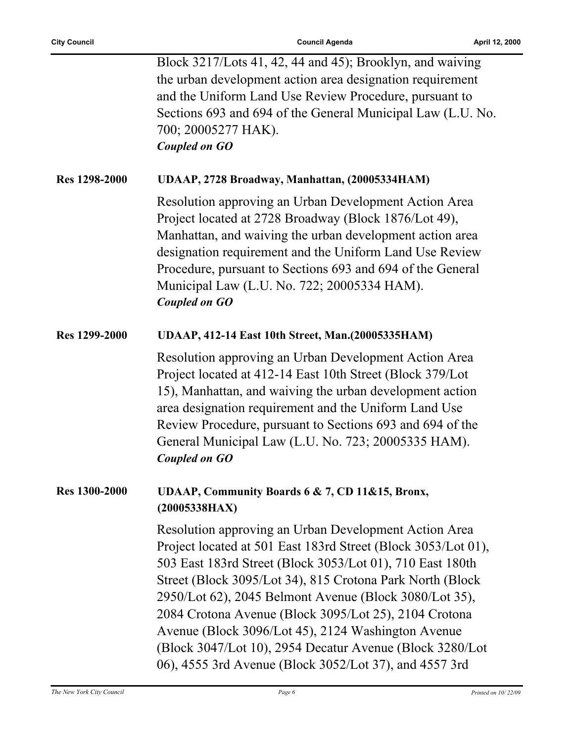Block 3217/Lots 41, 42, 44 and 45); Brooklyn, and waiving the urban development action area designation requirement and the Uniform Land Use Review Procedure, pursuant to Sections 693 and 694 of the General Municipal Law (L.U. No. 700; 20005277 HAK).

***Coupled on GO***

**Res 1298-2000** **UDAAP, 2728 Broadway, Manhattan, (20005334HAM)**

Resolution approving an Urban Development Action Area Project located at 2728 Broadway (Block 1876/Lot 49), Manhattan, and waiving the urban development action area designation requirement and the Uniform Land Use Review Procedure, pursuant to Sections 693 and 694 of the General Municipal Law (L.U. No. 722; 20005334 HAM).

***Coupled on GO***

**Res 1299-2000** **UDAAP, 412-14 East 10th Street, Man.(20005335HAM)**

Resolution approving an Urban Development Action Area Project located at 412-14 East 10th Street (Block 379/Lot 15), Manhattan, and waiving the urban development action area designation requirement and the Uniform Land Use Review Procedure, pursuant to Sections 693 and 694 of the General Municipal Law (L.U. No. 723; 20005335 HAM).

***Coupled on GO***

**Res 1300-2000** **UDAAP, Community Boards 6 & 7, CD 11&15, Bronx, (20005338HAX)**

Resolution approving an Urban Development Action Area Project located at 501 East 183rd Street (Block 3053/Lot 01), 503 East 183rd Street (Block 3053/Lot 01), 710 East 180th Street (Block 3095/Lot 34), 815 Crotona Park North (Block 2950/Lot 62), 2045 Belmont Avenue (Block 3080/Lot 35), 2084 Crotona Avenue (Block 3095/Lot 25), 2104 Crotona Avenue (Block 3096/Lot 45), 2124 Washington Avenue (Block 3047/Lot 10), 2954 Decatur Avenue (Block 3280/Lot 06), 4555 3rd Avenue (Block 3052/Lot 37), and 4557 3rd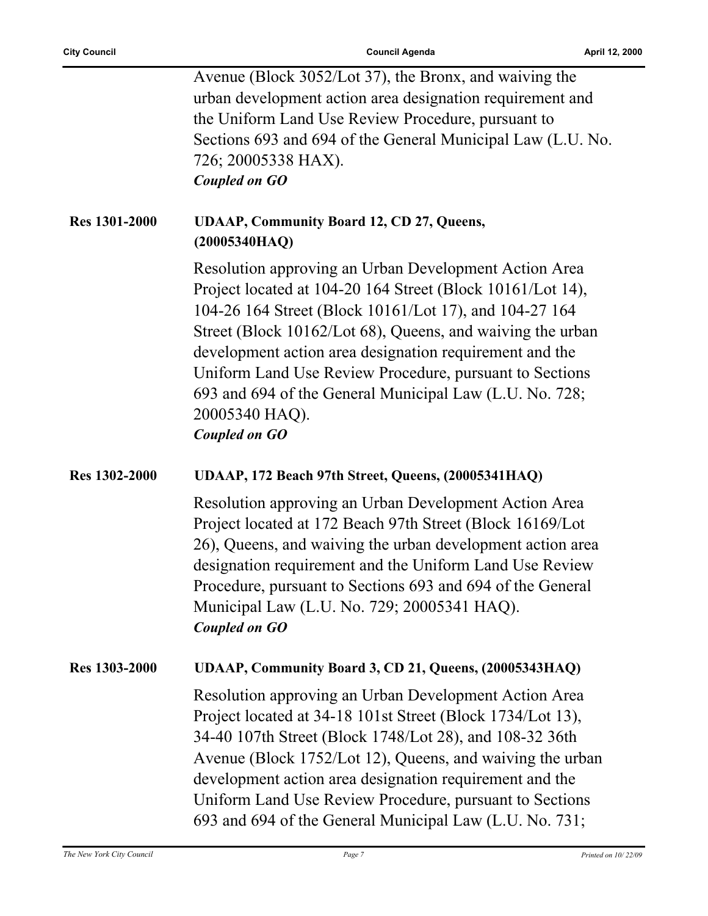Avenue (Block 3052/Lot 37), the Bronx, and waiving the urban development action area designation requirement and the Uniform Land Use Review Procedure, pursuant to Sections 693 and 694 of the General Municipal Law (L.U. No. 726; 20005338 HAX).

***Coupled on GO***

**Res 1301-2000** **UDAAP, Community Board 12, CD 27, Queens, (20005340HAQ)**

Resolution approving an Urban Development Action Area Project located at 104-20 164 Street (Block 10161/Lot 14), 104-26 164 Street (Block 10161/Lot 17), and 104-27 164 Street (Block 10162/Lot 68), Queens, and waiving the urban development action area designation requirement and the Uniform Land Use Review Procedure, pursuant to Sections 693 and 694 of the General Municipal Law (L.U. No. 728; 20005340 HAQ).

***Coupled on GO***

**Res 1302-2000** **UDAAP, 172 Beach 97th Street, Queens, (20005341HAQ)**

Resolution approving an Urban Development Action Area Project located at 172 Beach 97th Street (Block 16169/Lot 26), Queens, and waiving the urban development action area designation requirement and the Uniform Land Use Review Procedure, pursuant to Sections 693 and 694 of the General Municipal Law (L.U. No. 729; 20005341 HAQ).

***Coupled on GO***

**Res 1303-2000** **UDAAP, Community Board 3, CD 21, Queens, (20005343HAQ)**

Resolution approving an Urban Development Action Area Project located at 34-18 101st Street (Block 1734/Lot 13), 34-40 107th Street (Block 1748/Lot 28), and 108-32 36th Avenue (Block 1752/Lot 12), Queens, and waiving the urban development action area designation requirement and the Uniform Land Use Review Procedure, pursuant to Sections 693 and 694 of the General Municipal Law (L.U. No. 731;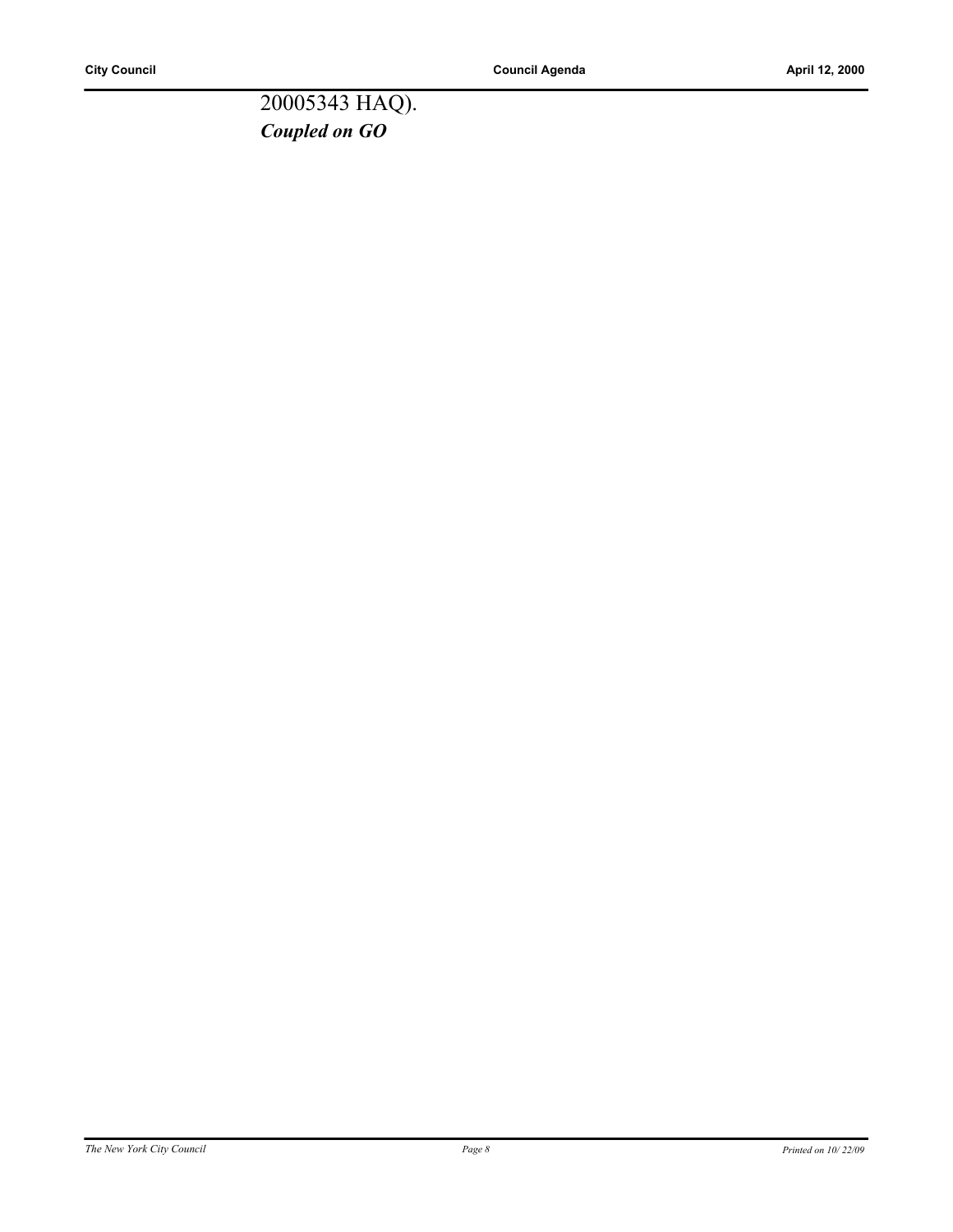20005343 HAQ).

***Coupled on GO***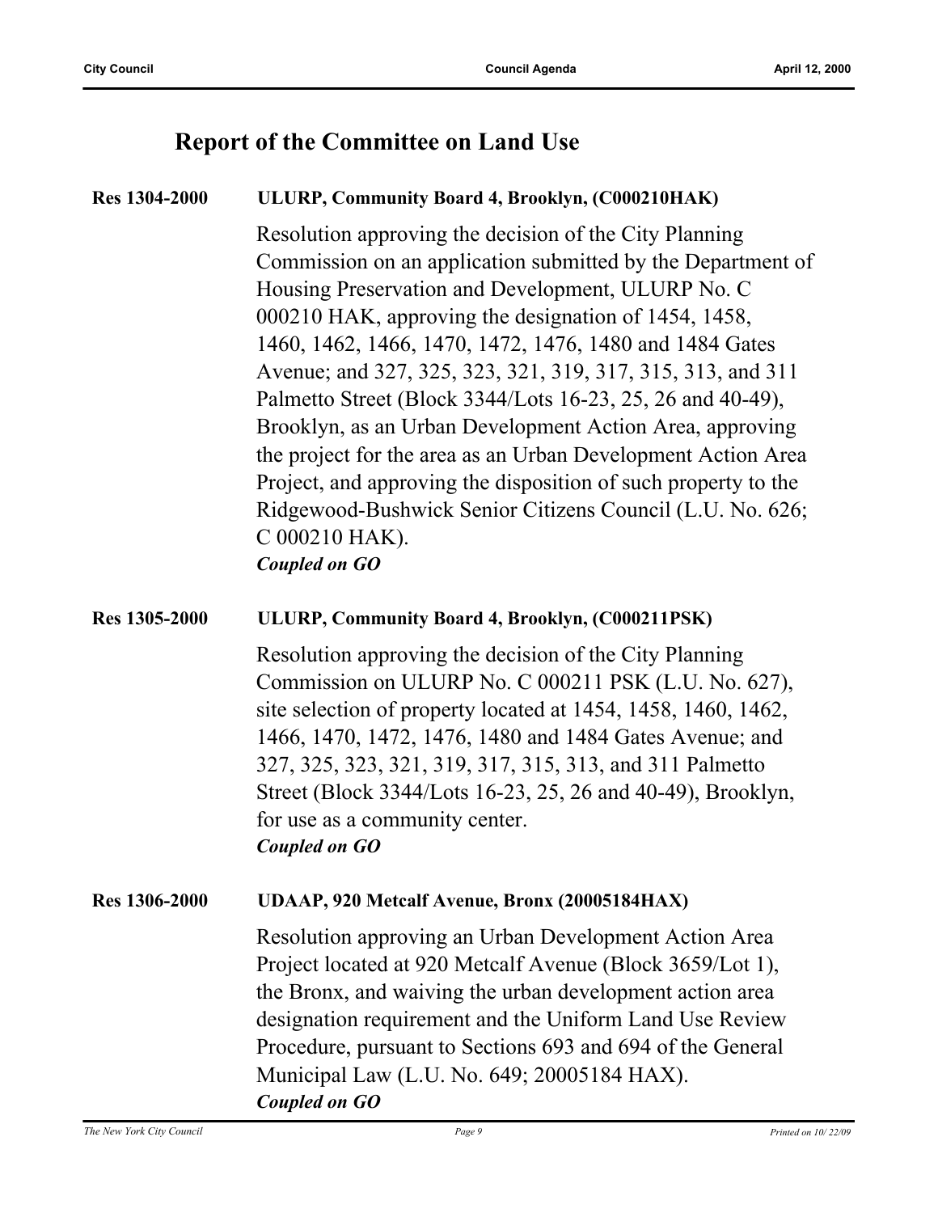## Report of the Committee on Land Use

**Res 1304-2000** **ULURP, Community Board 4, Brooklyn, (C000210HAK)**

Resolution approving the decision of the City Planning Commission on an application submitted by the Department of Housing Preservation and Development, ULURP No. C 000210 HAK, approving the designation of 1454, 1458, 1460, 1462, 1466, 1470, 1472, 1476, 1480 and 1484 Gates Avenue; and 327, 325, 323, 321, 319, 317, 315, 313, and 311 Palmetto Street (Block 3344/Lots 16-23, 25, 26 and 40-49), Brooklyn, as an Urban Development Action Area, approving the project for the area as an Urban Development Action Area Project, and approving the disposition of such property to the Ridgewood-Bushwick Senior Citizens Council (L.U. No. 626; C 000210 HAK).

***Coupled on GO***

**Res 1305-2000** **ULURP, Community Board 4, Brooklyn, (C000211PSK)**

Resolution approving the decision of the City Planning Commission on ULURP No. C 000211 PSK (L.U. No. 627), site selection of property located at 1454, 1458, 1460, 1462, 1466, 1470, 1472, 1476, 1480 and 1484 Gates Avenue; and 327, 325, 323, 321, 319, 317, 315, 313, and 311 Palmetto Street (Block 3344/Lots 16-23, 25, 26 and 40-49), Brooklyn, for use as a community center.

***Coupled on GO***

**Res 1306-2000** **UDAAP, 920 Metcalf Avenue, Bronx (20005184HAX)**

Resolution approving an Urban Development Action Area Project located at 920 Metcalf Avenue (Block 3659/Lot 1), the Bronx, and waiving the urban development action area designation requirement and the Uniform Land Use Review Procedure, pursuant to Sections 693 and 694 of the General Municipal Law (L.U. No. 649; 20005184 HAX).

***Coupled on GO***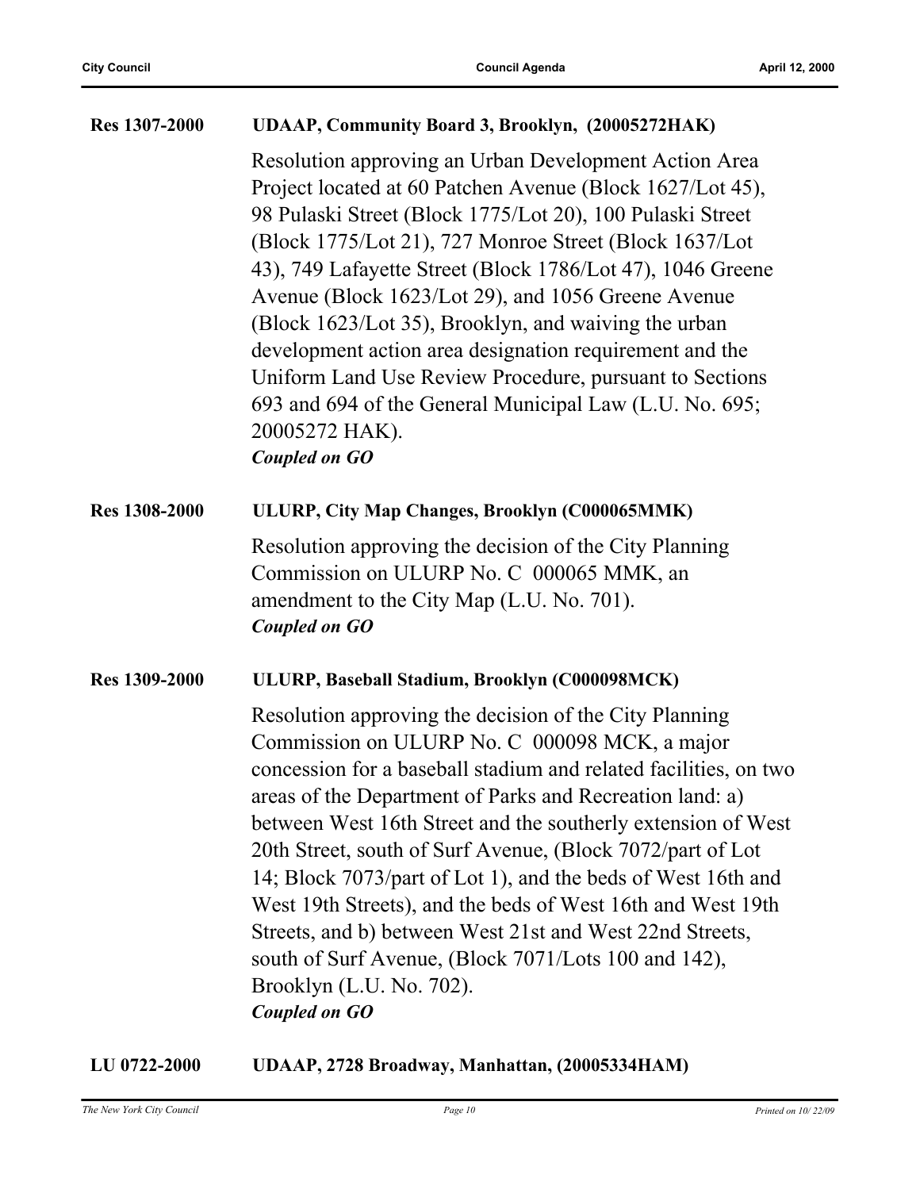**Res 1307-2000** **UDAAP, Community Board 3, Brooklyn, (20005272HAK)**

Resolution approving an Urban Development Action Area Project located at 60 Patchen Avenue (Block 1627/Lot 45), 98 Pulaski Street (Block 1775/Lot 20), 100 Pulaski Street (Block 1775/Lot 21), 727 Monroe Street (Block 1637/Lot 43), 749 Lafayette Street (Block 1786/Lot 47), 1046 Greene Avenue (Block 1623/Lot 29), and 1056 Greene Avenue (Block 1623/Lot 35), Brooklyn, and waiving the urban development action area designation requirement and the Uniform Land Use Review Procedure, pursuant to Sections 693 and 694 of the General Municipal Law (L.U. No. 695; 20005272 HAK).

***Coupled on GO***

**Res 1308-2000** **ULURP, City Map Changes, Brooklyn (C000065MMK)**

Resolution approving the decision of the City Planning Commission on ULURP No. C 000065 MMK, an amendment to the City Map (L.U. No. 701).

***Coupled on GO***

**Res 1309-2000** **ULURP, Baseball Stadium, Brooklyn (C000098MCK)**

Resolution approving the decision of the City Planning Commission on ULURP No. C 000098 MCK, a major concession for a baseball stadium and related facilities, on two areas of the Department of Parks and Recreation land: a) between West 16th Street and the southerly extension of West 20th Street, south of Surf Avenue, (Block 7072/part of Lot 14; Block 7073/part of Lot 1), and the beds of West 16th and West 19th Streets), and the beds of West 16th and West 19th Streets, and b) between West 21st and West 22nd Streets, south of Surf Avenue, (Block 7071/Lots 100 and 142), Brooklyn (L.U. No. 702).

***Coupled on GO***

**LU 0722-2000** **UDAAP, 2728 Broadway, Manhattan, (20005334HAM)**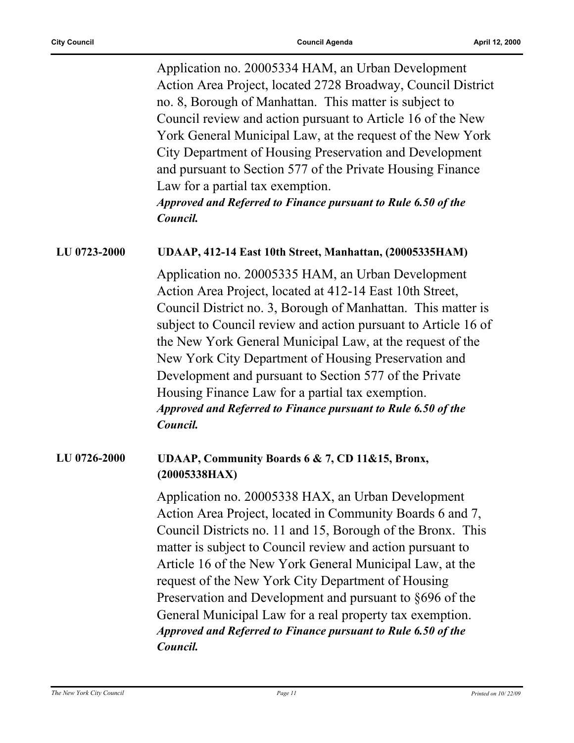Application no. 20005334 HAM, an Urban Development Action Area Project, located 2728 Broadway, Council District no. 8, Borough of Manhattan. This matter is subject to Council review and action pursuant to Article 16 of the New York General Municipal Law, at the request of the New York City Department of Housing Preservation and Development and pursuant to Section 577 of the Private Housing Finance Law for a partial tax exemption.

***Approved and Referred to Finance pursuant to Rule 6.50 of the Council.***

**LU 0723-2000** **UDAAP, 412-14 East 10th Street, Manhattan, (20005335HAM)**

Application no. 20005335 HAM, an Urban Development Action Area Project, located at 412-14 East 10th Street, Council District no. 3, Borough of Manhattan. This matter is subject to Council review and action pursuant to Article 16 of the New York General Municipal Law, at the request of the New York City Department of Housing Preservation and Development and pursuant to Section 577 of the Private Housing Finance Law for a partial tax exemption.

***Approved and Referred to Finance pursuant to Rule 6.50 of the Council.***

**LU 0726-2000** **UDAAP, Community Boards 6 & 7, CD 11&15, Bronx, (20005338HAX)**

Application no. 20005338 HAX, an Urban Development Action Area Project, located in Community Boards 6 and 7, Council Districts no. 11 and 15, Borough of the Bronx. This matter is subject to Council review and action pursuant to Article 16 of the New York General Municipal Law, at the request of the New York City Department of Housing Preservation and Development and pursuant to §696 of the General Municipal Law for a real property tax exemption.

***Approved and Referred to Finance pursuant to Rule 6.50 of the Council.***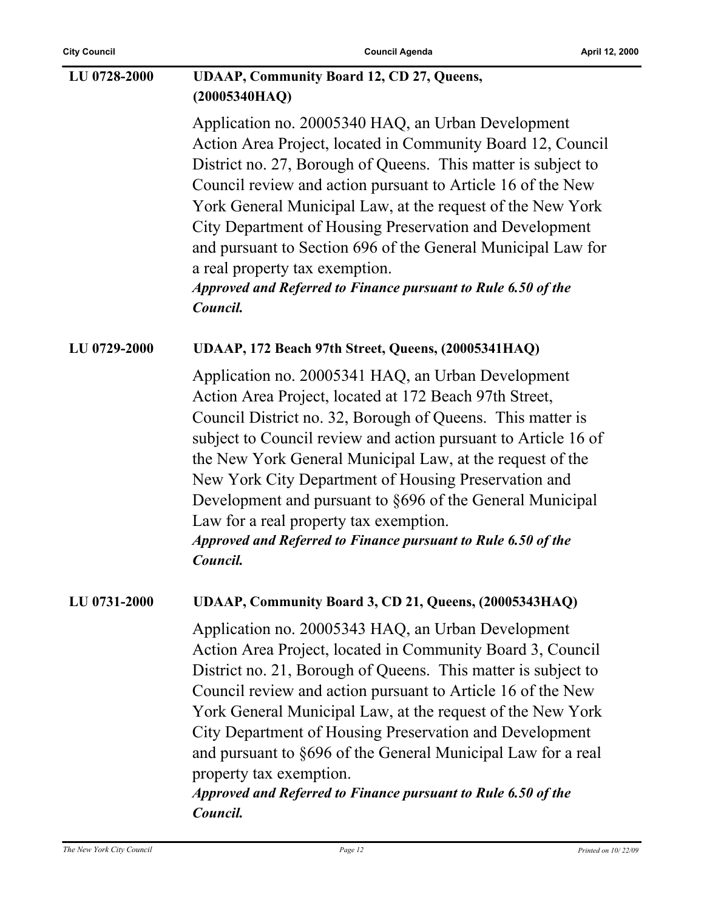**LU 0728-2000** **UDAAP, Community Board 12, CD 27, Queens, (20005340HAQ)**

Application no. 20005340 HAQ, an Urban Development Action Area Project, located in Community Board 12, Council District no. 27, Borough of Queens. This matter is subject to Council review and action pursuant to Article 16 of the New York General Municipal Law, at the request of the New York City Department of Housing Preservation and Development and pursuant to Section 696 of the General Municipal Law for a real property tax exemption.

***Approved and Referred to Finance pursuant to Rule 6.50 of the Council.***

**LU 0729-2000** **UDAAP, 172 Beach 97th Street, Queens, (20005341HAQ)**

Application no. 20005341 HAQ, an Urban Development Action Area Project, located at 172 Beach 97th Street, Council District no. 32, Borough of Queens. This matter is subject to Council review and action pursuant to Article 16 of the New York General Municipal Law, at the request of the New York City Department of Housing Preservation and Development and pursuant to §696 of the General Municipal Law for a real property tax exemption.

***Approved and Referred to Finance pursuant to Rule 6.50 of the Council.***

**LU 0731-2000** **UDAAP, Community Board 3, CD 21, Queens, (20005343HAQ)**

Application no. 20005343 HAQ, an Urban Development Action Area Project, located in Community Board 3, Council District no. 21, Borough of Queens. This matter is subject to Council review and action pursuant to Article 16 of the New York General Municipal Law, at the request of the New York City Department of Housing Preservation and Development and pursuant to §696 of the General Municipal Law for a real property tax exemption.

***Approved and Referred to Finance pursuant to Rule 6.50 of the Council.***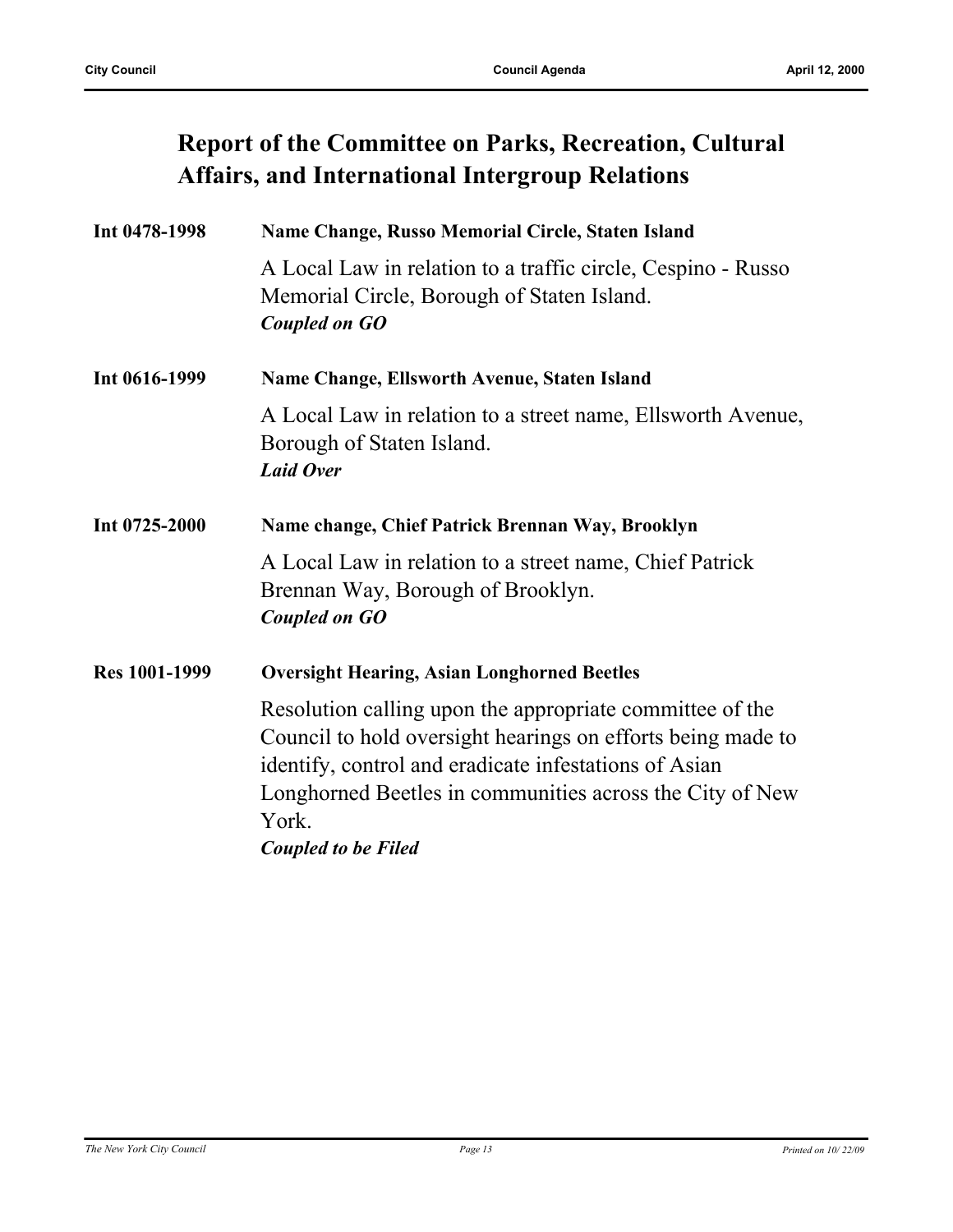## Report of the Committee on Parks, Recreation, Cultural Affairs, and International Intergroup Relations

**Int 0478-1998** **Name Change, Russo Memorial Circle, Staten Island**

A Local Law in relation to a traffic circle, Cespino - Russo Memorial Circle, Borough of Staten Island.
***Coupled on GO***

**Int 0616-1999** **Name Change, Ellsworth Avenue, Staten Island**

A Local Law in relation to a street name, Ellsworth Avenue, Borough of Staten Island.
***Laid Over***

**Int 0725-2000** **Name change, Chief Patrick Brennan Way, Brooklyn**

A Local Law in relation to a street name, Chief Patrick Brennan Way, Borough of Brooklyn.
***Coupled on GO***

**Res 1001-1999** **Oversight Hearing, Asian Longhorned Beetles**

Resolution calling upon the appropriate committee of the Council to hold oversight hearings on efforts being made to identify, control and eradicate infestations of Asian Longhorned Beetles in communities across the City of New York.
***Coupled to be Filed***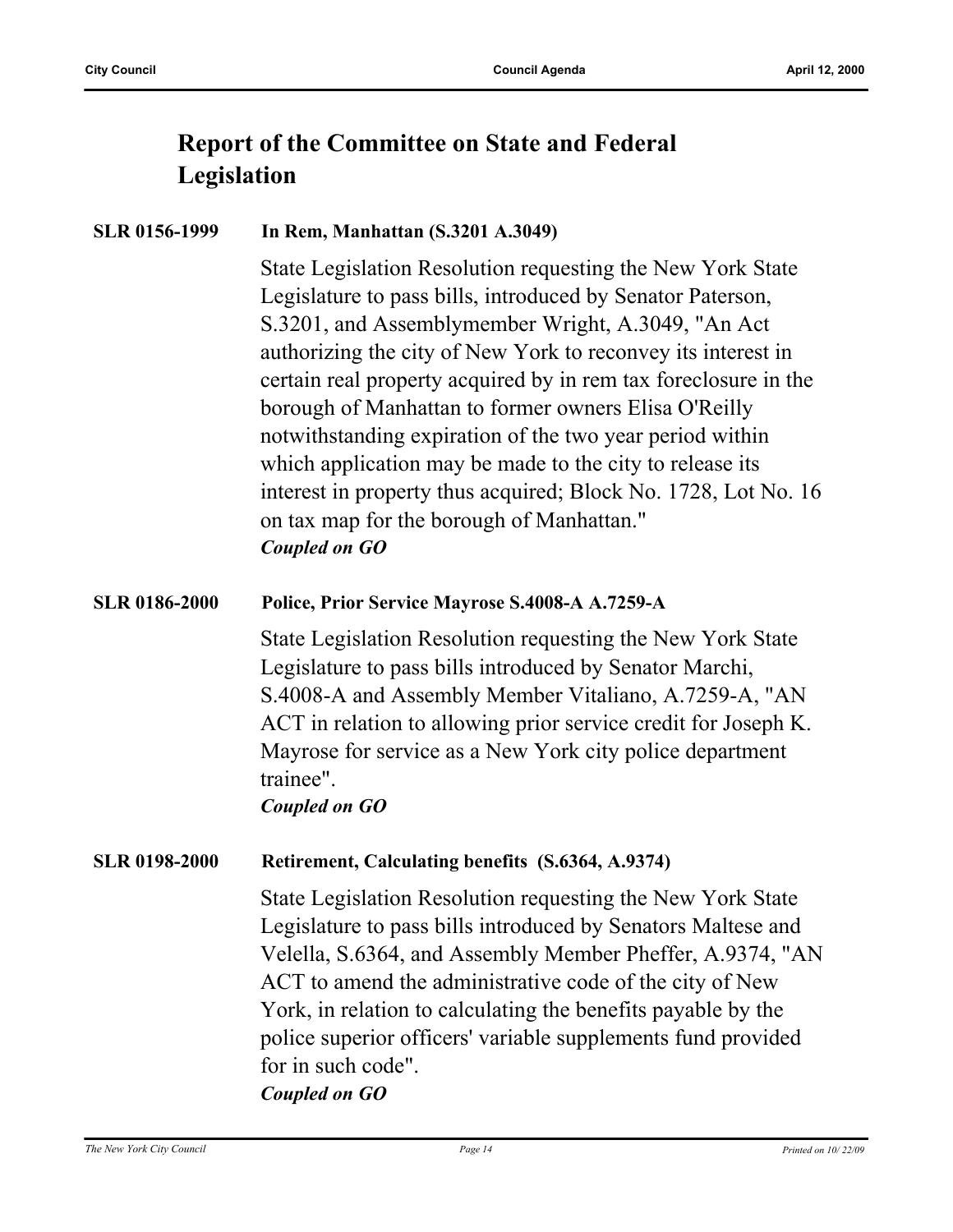## Report of the Committee on State and Federal Legislation

**SLR 0156-1999** **In Rem, Manhattan (S.3201 A.3049)**

State Legislation Resolution requesting the New York State Legislature to pass bills, introduced by Senator Paterson, S.3201, and Assemblymember Wright, A.3049, "An Act authorizing the city of New York to reconvey its interest in certain real property acquired by in rem tax foreclosure in the borough of Manhattan to former owners Elisa O'Reilly notwithstanding expiration of the two year period within which application may be made to the city to release its interest in property thus acquired; Block No. 1728, Lot No. 16 on tax map for the borough of Manhattan."

***Coupled on GO***

**SLR 0186-2000** **Police, Prior Service Mayrose S.4008-A A.7259-A**

State Legislation Resolution requesting the New York State Legislature to pass bills introduced by Senator Marchi, S.4008-A and Assembly Member Vitaliano, A.7259-A, "AN ACT in relation to allowing prior service credit for Joseph K. Mayrose for service as a New York city police department trainee".

***Coupled on GO***

**SLR 0198-2000** **Retirement, Calculating benefits (S.6364, A.9374)**

State Legislation Resolution requesting the New York State Legislature to pass bills introduced by Senators Maltese and Velella, S.6364, and Assembly Member Pheffer, A.9374, "AN ACT to amend the administrative code of the city of New York, in relation to calculating the benefits payable by the police superior officers' variable supplements fund provided for in such code".

***Coupled on GO***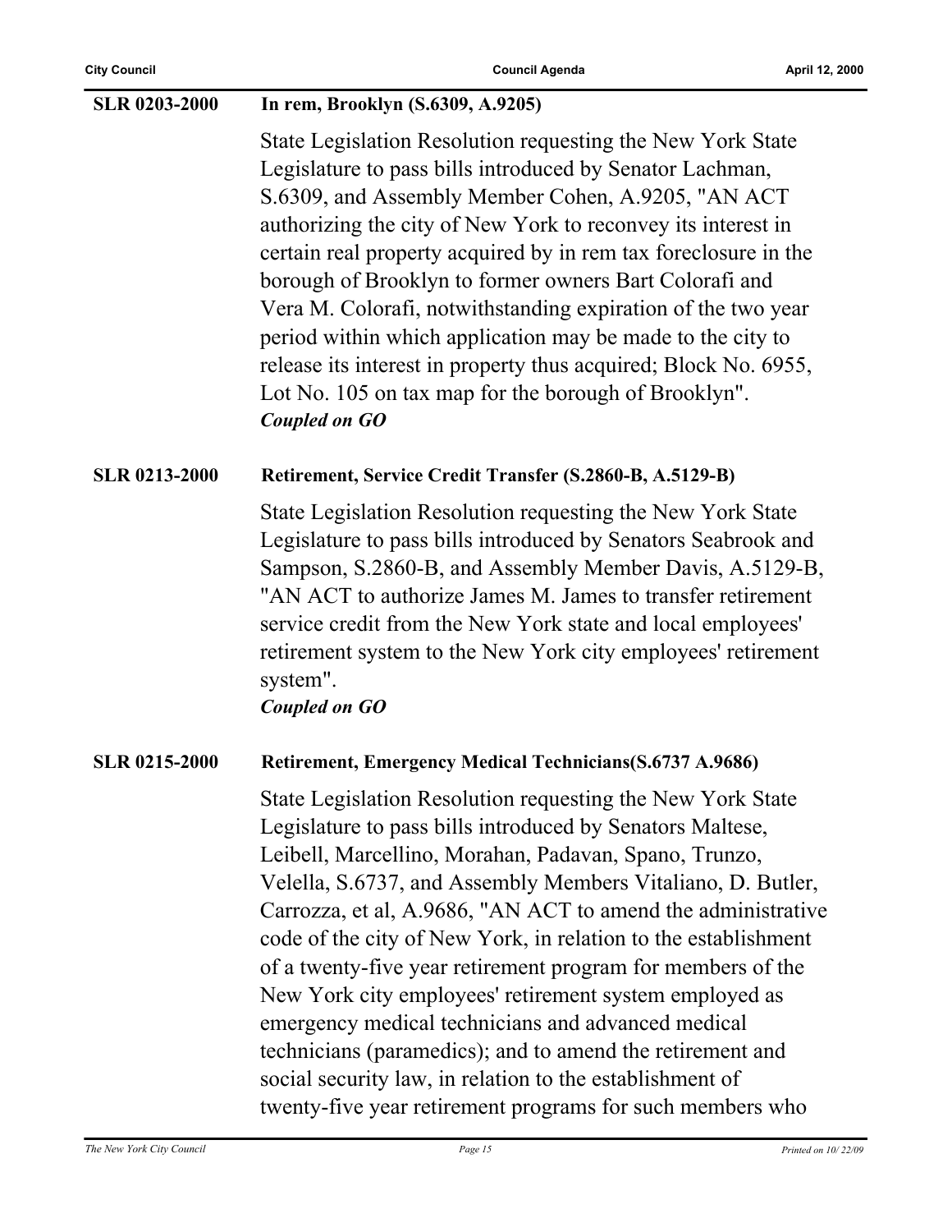**SLR 0203-2000** **In rem, Brooklyn (S.6309, A.9205)**

State Legislation Resolution requesting the New York State Legislature to pass bills introduced by Senator Lachman, S.6309, and Assembly Member Cohen, A.9205, "AN ACT authorizing the city of New York to reconvey its interest in certain real property acquired by in rem tax foreclosure in the borough of Brooklyn to former owners Bart Colorafi and Vera M. Colorafi, notwithstanding expiration of the two year period within which application may be made to the city to release its interest in property thus acquired; Block No. 6955, Lot No. 105 on tax map for the borough of Brooklyn".

***Coupled on GO***

**SLR 0213-2000** **Retirement, Service Credit Transfer (S.2860-B, A.5129-B)**

State Legislation Resolution requesting the New York State Legislature to pass bills introduced by Senators Seabrook and Sampson, S.2860-B, and Assembly Member Davis, A.5129-B, "AN ACT to authorize James M. James to transfer retirement service credit from the New York state and local employees' retirement system to the New York city employees' retirement system".

***Coupled on GO***

**SLR 0215-2000** **Retirement, Emergency Medical Technicians(S.6737 A.9686)**

State Legislation Resolution requesting the New York State Legislature to pass bills introduced by Senators Maltese, Leibell, Marcellino, Morahan, Padavan, Spano, Trunzo, Velella, S.6737, and Assembly Members Vitaliano, D. Butler, Carrozza, et al, A.9686, "AN ACT to amend the administrative code of the city of New York, in relation to the establishment of a twenty-five year retirement program for members of the New York city employees' retirement system employed as emergency medical technicians and advanced medical technicians (paramedics); and to amend the retirement and social security law, in relation to the establishment of twenty-five year retirement programs for such members who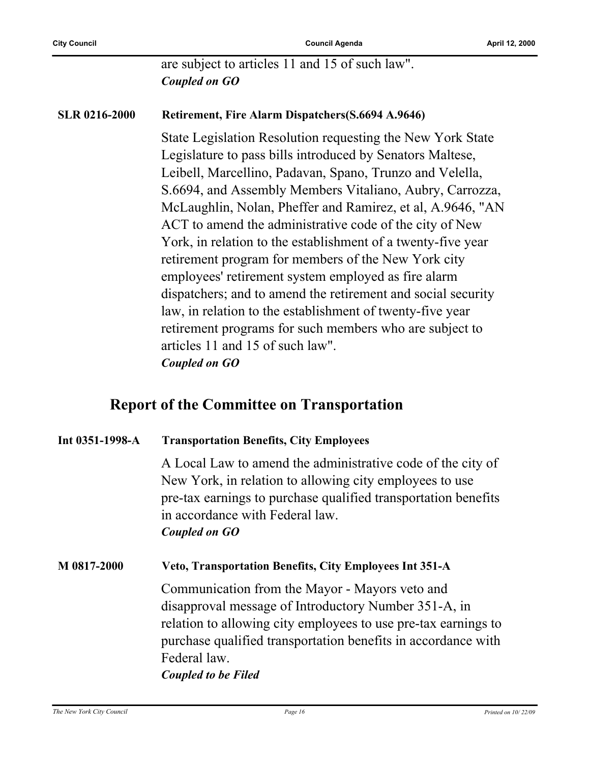are subject to articles 11 and 15 of such law".
***Coupled on GO***

**SLR 0216-2000** **Retirement, Fire Alarm Dispatchers(S.6694 A.9646)**

State Legislation Resolution requesting the New York State Legislature to pass bills introduced by Senators Maltese, Leibell, Marcellino, Padavan, Spano, Trunzo and Velella, S.6694, and Assembly Members Vitaliano, Aubry, Carrozza, McLaughlin, Nolan, Pheffer and Ramirez, et al, A.9646, "AN ACT to amend the administrative code of the city of New York, in relation to the establishment of a twenty-five year retirement program for members of the New York city employees' retirement system employed as fire alarm dispatchers; and to amend the retirement and social security law, in relation to the establishment of twenty-five year retirement programs for such members who are subject to articles 11 and 15 of such law".
***Coupled on GO***

## Report of the Committee on Transportation

**Int 0351-1998-A** **Transportation Benefits, City Employees**

A Local Law to amend the administrative code of the city of New York, in relation to allowing city employees to use pre-tax earnings to purchase qualified transportation benefits in accordance with Federal law.
***Coupled on GO***

**M 0817-2000** **Veto, Transportation Benefits, City Employees Int 351-A**

Communication from the Mayor - Mayors veto and disapproval message of Introductory Number 351-A, in relation to allowing city employees to use pre-tax earnings to purchase qualified transportation benefits in accordance with Federal law.
***Coupled to be Filed***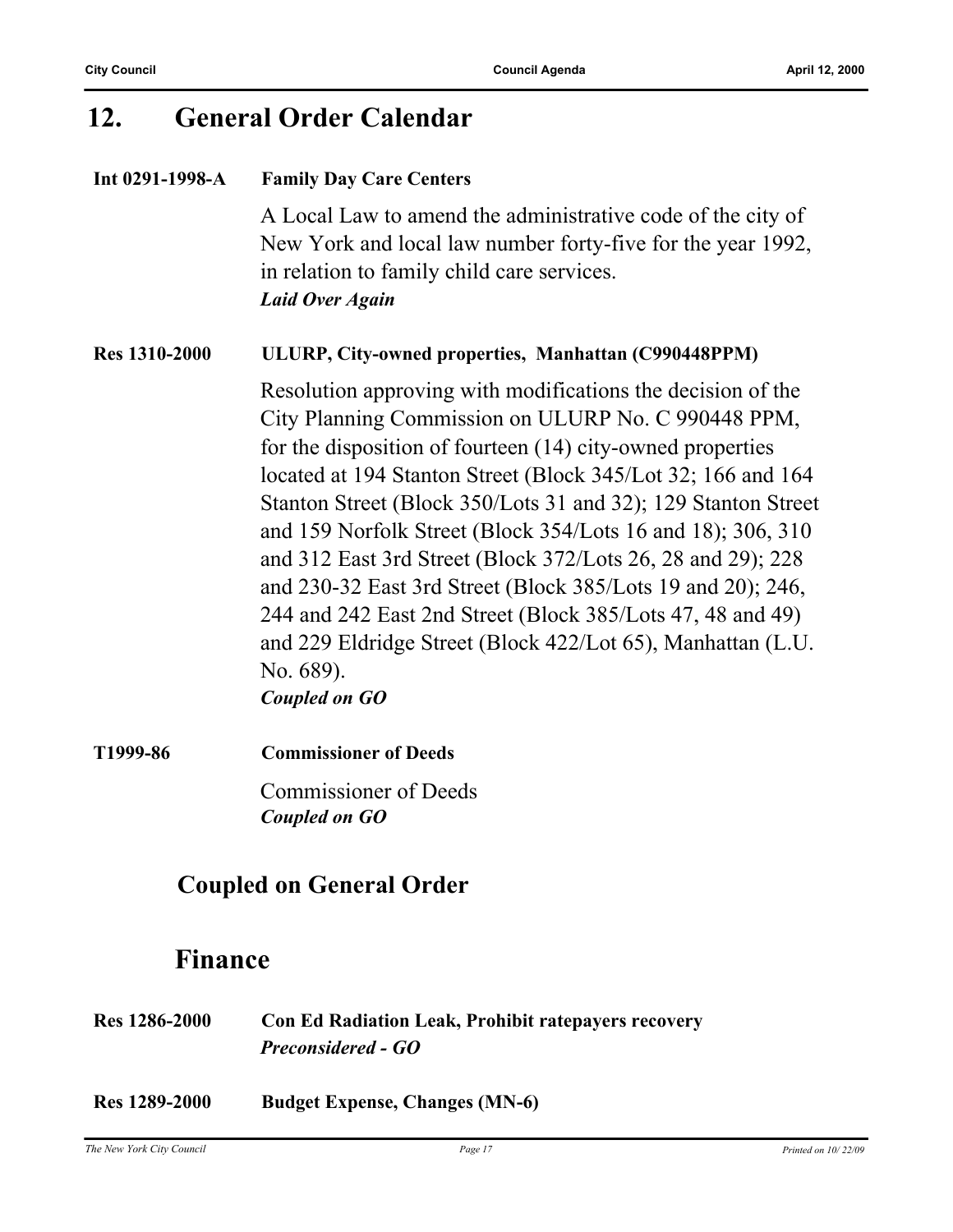## 12. General Order Calendar

**Int 0291-1998-A** **Family Day Care Centers**

A Local Law to amend the administrative code of the city of New York and local law number forty-five for the year 1992, in relation to family child care services.
***Laid Over Again***

**Res 1310-2000** **ULURP, City-owned properties, Manhattan (C990448PPM)**

Resolution approving with modifications the decision of the City Planning Commission on ULURP No. C 990448 PPM, for the disposition of fourteen (14) city-owned properties located at 194 Stanton Street (Block 345/Lot 32; 166 and 164 Stanton Street (Block 350/Lots 31 and 32); 129 Stanton Street and 159 Norfolk Street (Block 354/Lots 16 and 18); 306, 310 and 312 East 3rd Street (Block 372/Lots 26, 28 and 29); 228 and 230-32 East 3rd Street (Block 385/Lots 19 and 20); 246, 244 and 242 East 2nd Street (Block 385/Lots 47, 48 and 49) and 229 Eldridge Street (Block 422/Lot 65), Manhattan (L.U. No. 689).
***Coupled on GO***

**T1999-86** **Commissioner of Deeds**

Commissioner of Deeds
***Coupled on GO***

### Coupled on General Order

### Finance

**Res 1286-2000** **Con Ed Radiation Leak, Prohibit ratepayers recovery**
***Preconsidered - GO***

**Res 1289-2000** **Budget Expense, Changes (MN-6)**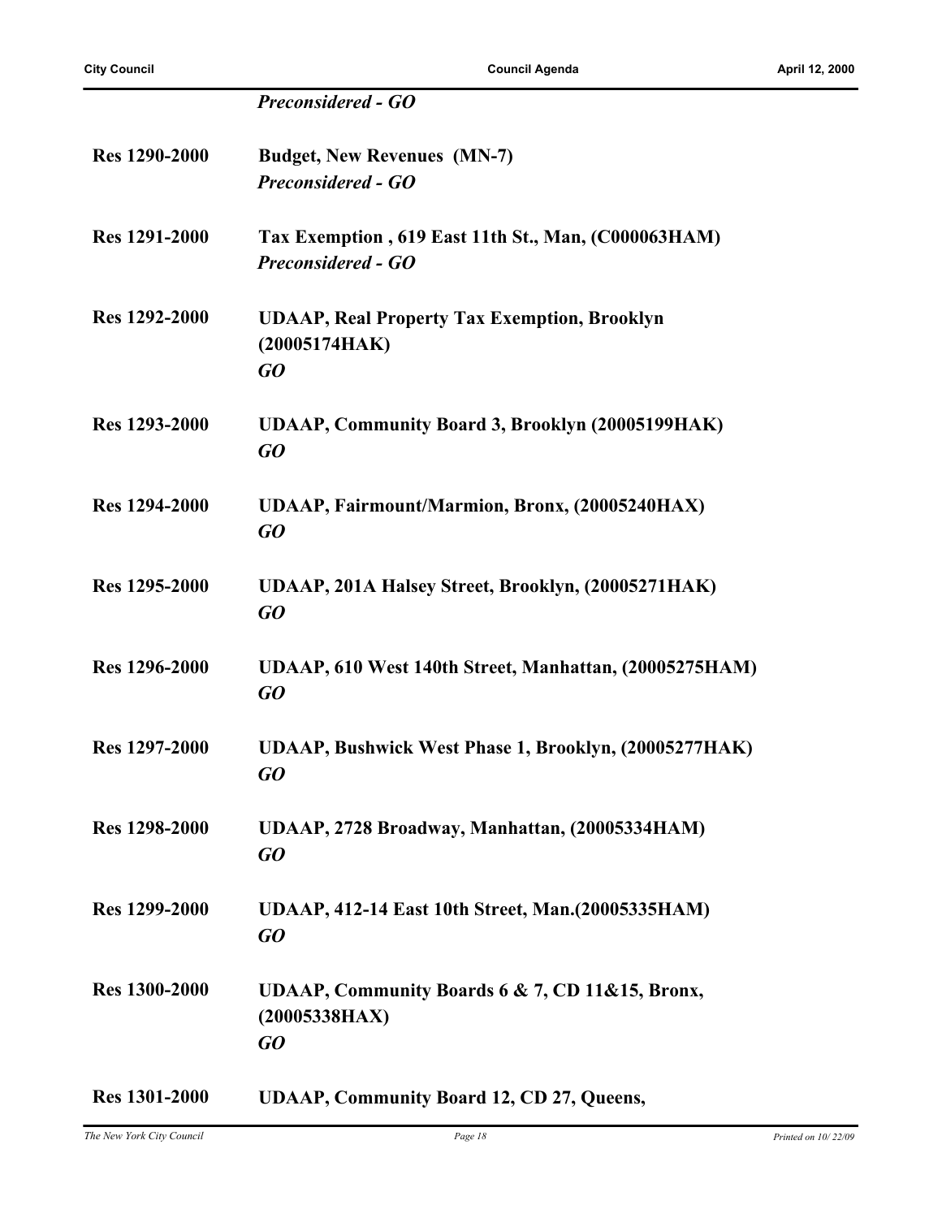***Preconsidered - GO***

| | |
|---|---|
| **Res 1290-2000** | **Budget, New Revenues (MN-7)**<br>***Preconsidered - GO*** |
| **Res 1291-2000** | **Tax Exemption , 619 East 11th St., Man, (C000063HAM)**<br>***Preconsidered - GO*** |
| **Res 1292-2000** | **UDAAP, Real Property Tax Exemption, Brooklyn (20005174HAK)**<br>***GO*** |
| **Res 1293-2000** | **UDAAP, Community Board 3, Brooklyn (20005199HAK)**<br>***GO*** |
| **Res 1294-2000** | **UDAAP, Fairmount/Marmion, Bronx, (20005240HAX)**<br>***GO*** |
| **Res 1295-2000** | **UDAAP, 201A Halsey Street, Brooklyn, (20005271HAK)**<br>***GO*** |
| **Res 1296-2000** | **UDAAP, 610 West 140th Street, Manhattan, (20005275HAM)**<br>***GO*** |
| **Res 1297-2000** | **UDAAP, Bushwick West Phase 1, Brooklyn, (20005277HAK)**<br>***GO*** |
| **Res 1298-2000** | **UDAAP, 2728 Broadway, Manhattan, (20005334HAM)**<br>***GO*** |
| **Res 1299-2000** | **UDAAP, 412-14 East 10th Street, Man.(20005335HAM)**<br>***GO*** |
| **Res 1300-2000** | **UDAAP, Community Boards 6 & 7, CD 11&15, Bronx, (20005338HAX)**<br>***GO*** |
| **Res 1301-2000** | **UDAAP, Community Board 12, CD 27, Queens,** |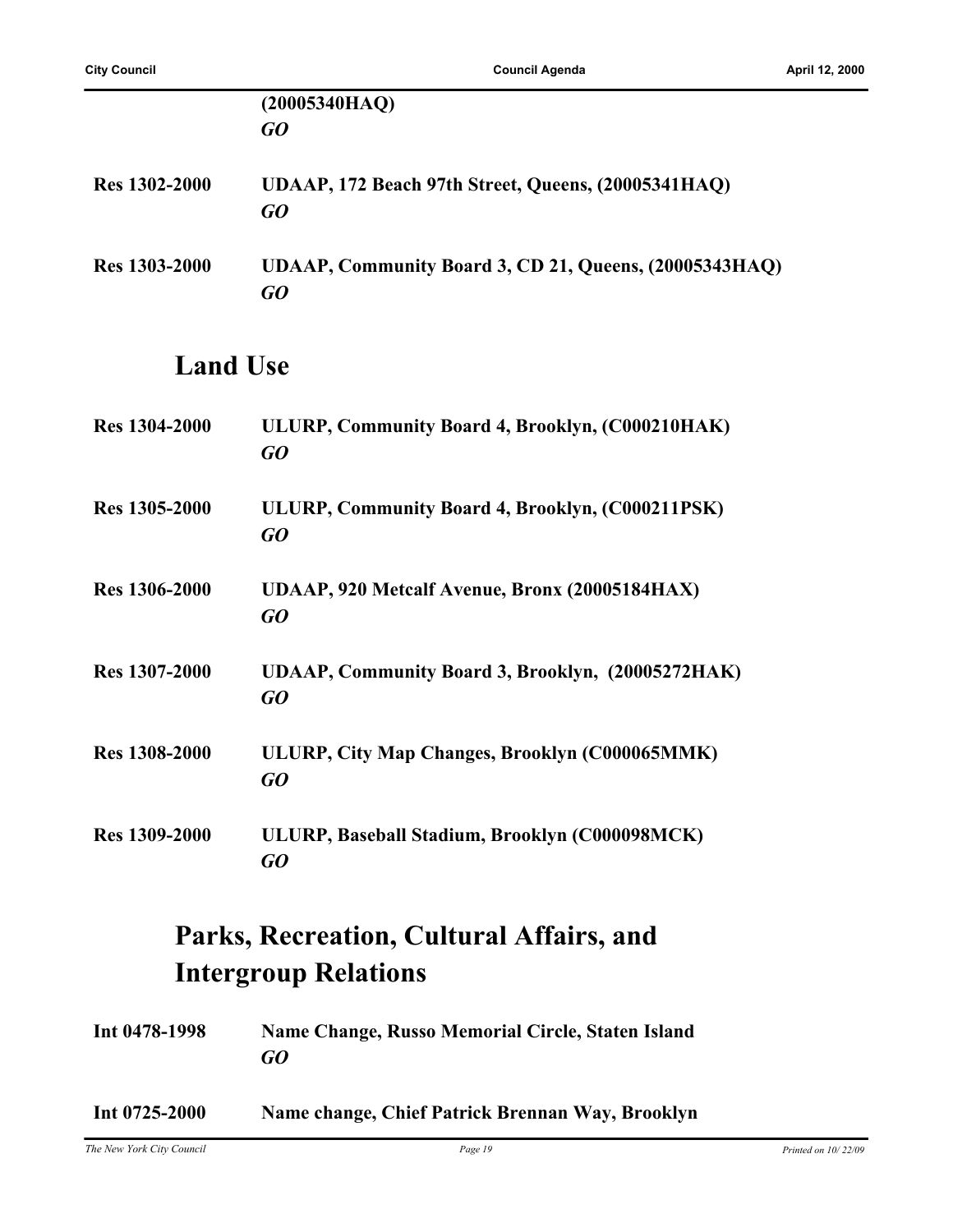(20005340HAQ)
*GO*

**Res 1302-2000** **UDAAP, 172 Beach 97th Street, Queens, (20005341HAQ)**
*GO*

**Res 1303-2000** **UDAAP, Community Board 3, CD 21, Queens, (20005343HAQ)**
*GO*

## Land Use

**Res 1304-2000** **ULURP, Community Board 4, Brooklyn, (C000210HAK)**
*GO*

**Res 1305-2000** **ULURP, Community Board 4, Brooklyn, (C000211PSK)**
*GO*

**Res 1306-2000** **UDAAP, 920 Metcalf Avenue, Bronx (20005184HAX)**
*GO*

**Res 1307-2000** **UDAAP, Community Board 3, Brooklyn, (20005272HAK)**
*GO*

**Res 1308-2000** **ULURP, City Map Changes, Brooklyn (C000065MMK)**
*GO*

**Res 1309-2000** **ULURP, Baseball Stadium, Brooklyn (C000098MCK)**
*GO*

## Parks, Recreation, Cultural Affairs, and Intergroup Relations

**Int 0478-1998** **Name Change, Russo Memorial Circle, Staten Island**
*GO*

**Int 0725-2000** **Name change, Chief Patrick Brennan Way, Brooklyn**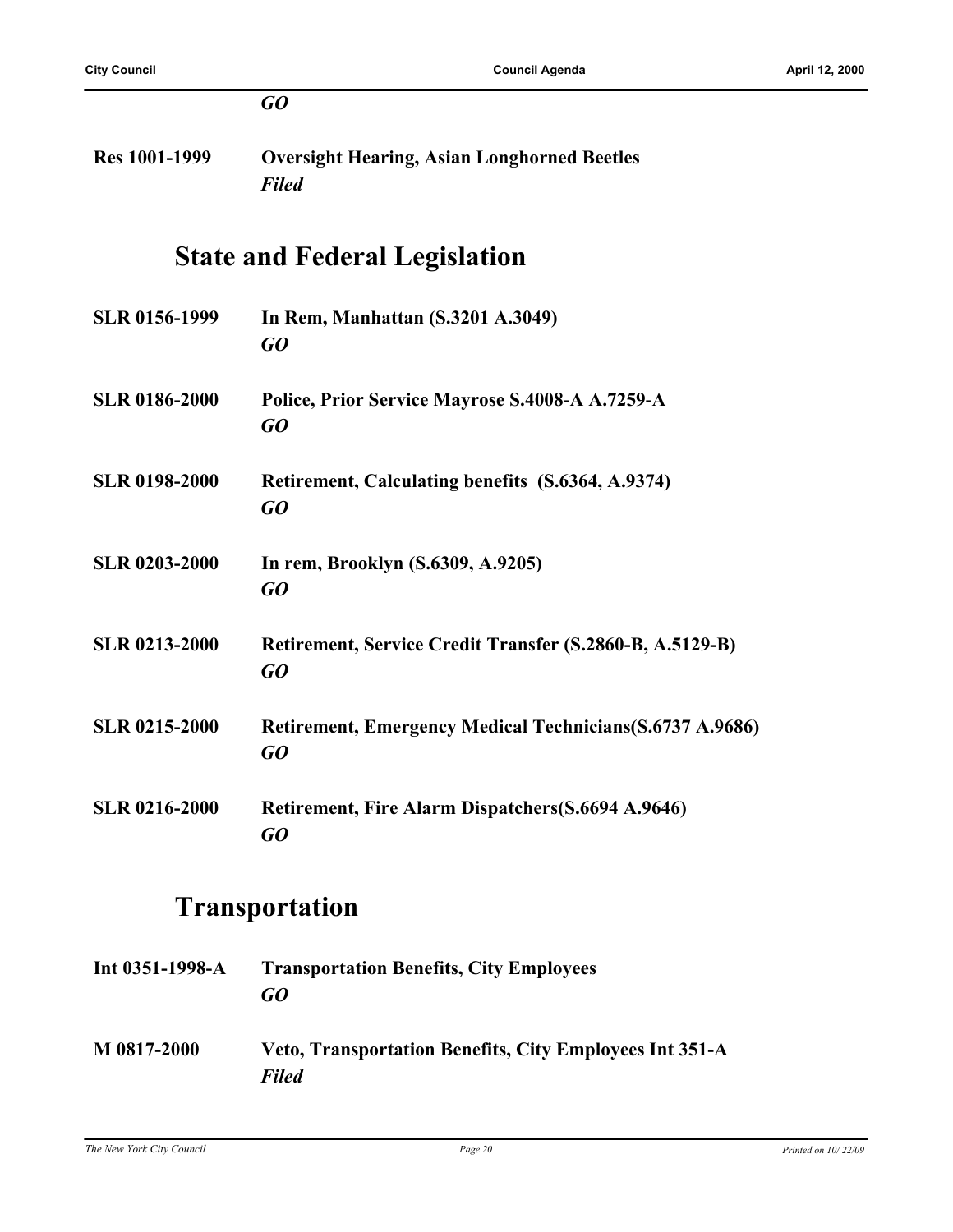*GO*

**Res 1001-1999** **Oversight Hearing, Asian Longhorned Beetles**
*Filed*

## State and Federal Legislation

**SLR 0156-1999** **In Rem, Manhattan (S.3201 A.3049)**
*GO*

**SLR 0186-2000** **Police, Prior Service Mayrose S.4008-A A.7259-A**
*GO*

**SLR 0198-2000** **Retirement, Calculating benefits (S.6364, A.9374)**
*GO*

**SLR 0203-2000** **In rem, Brooklyn (S.6309, A.9205)**
*GO*

**SLR 0213-2000** **Retirement, Service Credit Transfer (S.2860-B, A.5129-B)**
*GO*

**SLR 0215-2000** **Retirement, Emergency Medical Technicians(S.6737 A.9686)**
*GO*

**SLR 0216-2000** **Retirement, Fire Alarm Dispatchers(S.6694 A.9646)**
*GO*

## Transportation

**Int 0351-1998-A** **Transportation Benefits, City Employees**
*GO*

**M 0817-2000** **Veto, Transportation Benefits, City Employees Int 351-A**
*Filed*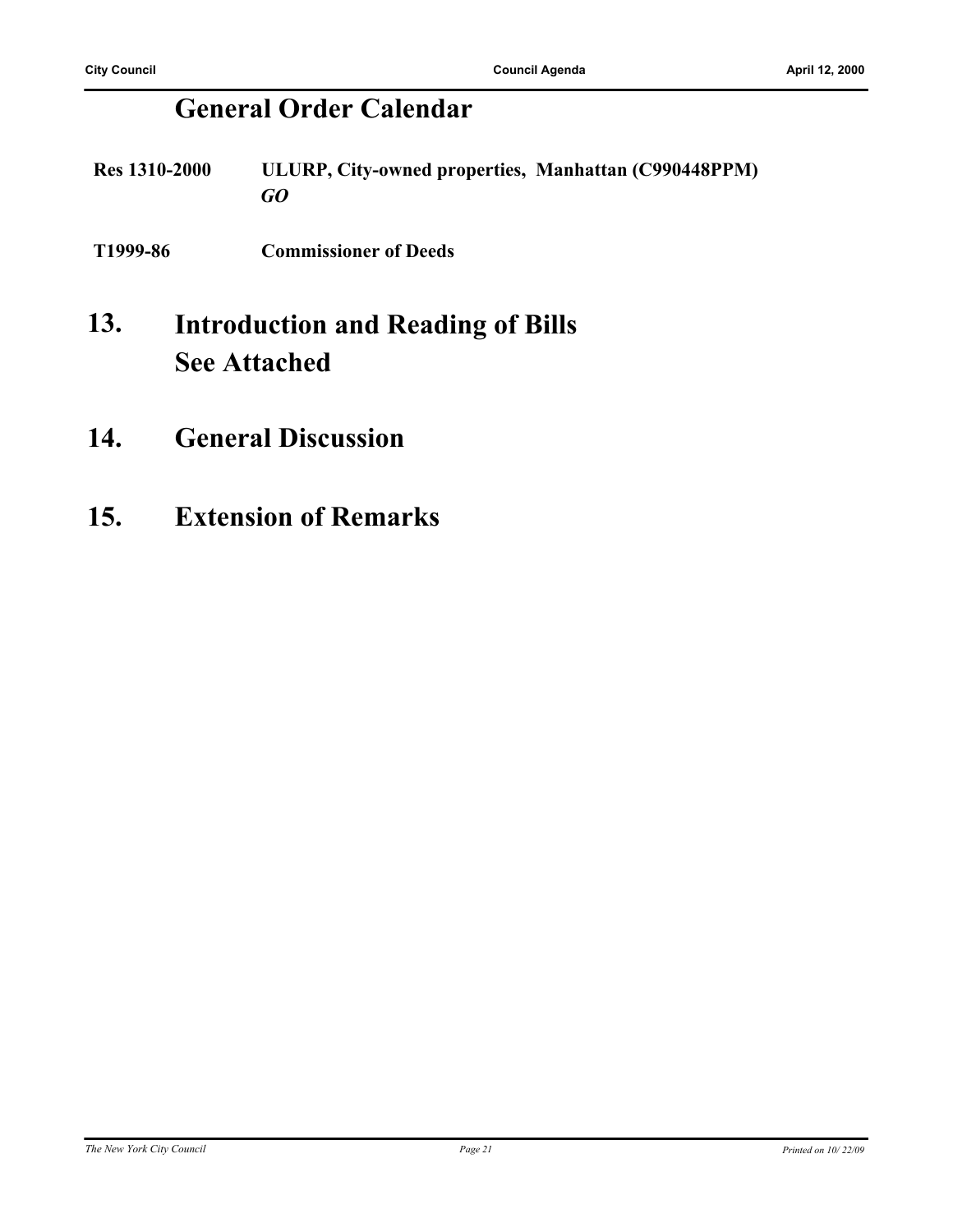## General Order Calendar

**Res 1310-2000** **ULURP, City-owned properties, Manhattan (C990448PPM)**
***GO***

**T1999-86** **Commissioner of Deeds**

## 13. Introduction and Reading of Bills
## See Attached

## 14. General Discussion

## 15. Extension of Remarks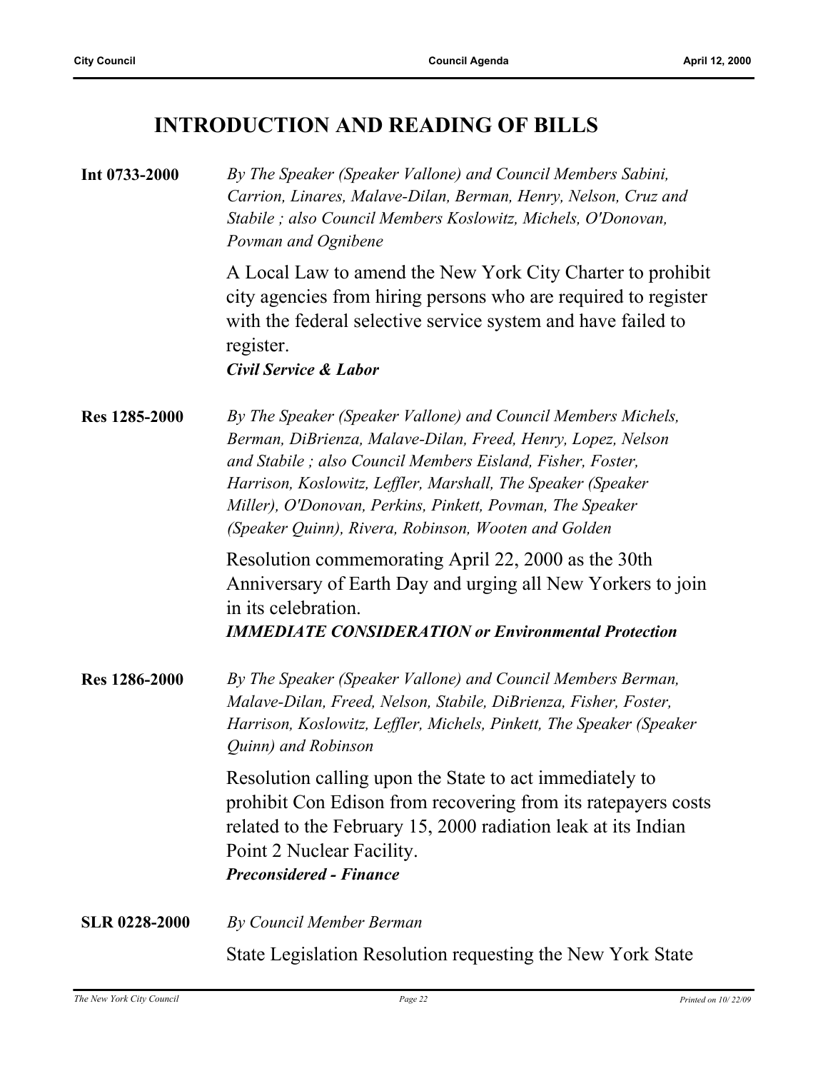## INTRODUCTION AND READING OF BILLS

**Int 0733-2000** *By The Speaker (Speaker Vallone) and Council Members Sabini, Carrion, Linares, Malave-Dilan, Berman, Henry, Nelson, Cruz and Stabile ; also Council Members Koslowitz, Michels, O'Donovan, Povman and Ognibene*

A Local Law to amend the New York City Charter to prohibit city agencies from hiring persons who are required to register with the federal selective service system and have failed to register.
***Civil Service & Labor***

**Res 1285-2000** *By The Speaker (Speaker Vallone) and Council Members Michels, Berman, DiBrienza, Malave-Dilan, Freed, Henry, Lopez, Nelson and Stabile ; also Council Members Eisland, Fisher, Foster, Harrison, Koslowitz, Leffler, Marshall, The Speaker (Speaker Miller), O'Donovan, Perkins, Pinkett, Povman, The Speaker (Speaker Quinn), Rivera, Robinson, Wooten and Golden*

Resolution commemorating April 22, 2000 as the 30th Anniversary of Earth Day and urging all New Yorkers to join in its celebration.
***IMMEDIATE CONSIDERATION or Environmental Protection***

**Res 1286-2000** *By The Speaker (Speaker Vallone) and Council Members Berman, Malave-Dilan, Freed, Nelson, Stabile, DiBrienza, Fisher, Foster, Harrison, Koslowitz, Leffler, Michels, Pinkett, The Speaker (Speaker Quinn) and Robinson*

Resolution calling upon the State to act immediately to prohibit Con Edison from recovering from its ratepayers costs related to the February 15, 2000 radiation leak at its Indian Point 2 Nuclear Facility.
***Preconsidered - Finance***

**SLR 0228-2000** *By Council Member Berman*

State Legislation Resolution requesting the New York State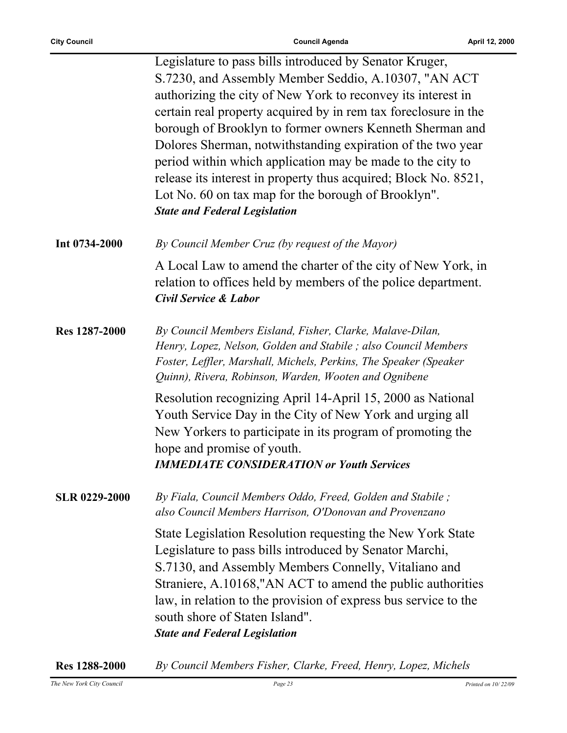Legislature to pass bills introduced by Senator Kruger, S.7230, and Assembly Member Seddio, A.10307, "AN ACT authorizing the city of New York to reconvey its interest in certain real property acquired by in rem tax foreclosure in the borough of Brooklyn to former owners Kenneth Sherman and Dolores Sherman, notwithstanding expiration of the two year period within which application may be made to the city to release its interest in property thus acquired; Block No. 8521, Lot No. 60 on tax map for the borough of Brooklyn".
***State and Federal Legislation***

**Int 0734-2000** *By Council Member Cruz (by request of the Mayor)*

A Local Law to amend the charter of the city of New York, in relation to offices held by members of the police department.
***Civil Service & Labor***

**Res 1287-2000** *By Council Members Eisland, Fisher, Clarke, Malave-Dilan, Henry, Lopez, Nelson, Golden and Stabile ; also Council Members Foster, Leffler, Marshall, Michels, Perkins, The Speaker (Speaker Quinn), Rivera, Robinson, Warden, Wooten and Ognibene*

Resolution recognizing April 14-April 15, 2000 as National Youth Service Day in the City of New York and urging all New Yorkers to participate in its program of promoting the hope and promise of youth.
***IMMEDIATE CONSIDERATION or Youth Services***

**SLR 0229-2000** *By Fiala, Council Members Oddo, Freed, Golden and Stabile ; also Council Members Harrison, O'Donovan and Provenzano*

State Legislation Resolution requesting the New York State Legislature to pass bills introduced by Senator Marchi, S.7130, and Assembly Members Connelly, Vitaliano and Straniere, A.10168,"AN ACT to amend the public authorities law, in relation to the provision of express bus service to the south shore of Staten Island".
***State and Federal Legislation***

**Res 1288-2000** *By Council Members Fisher, Clarke, Freed, Henry, Lopez, Michels*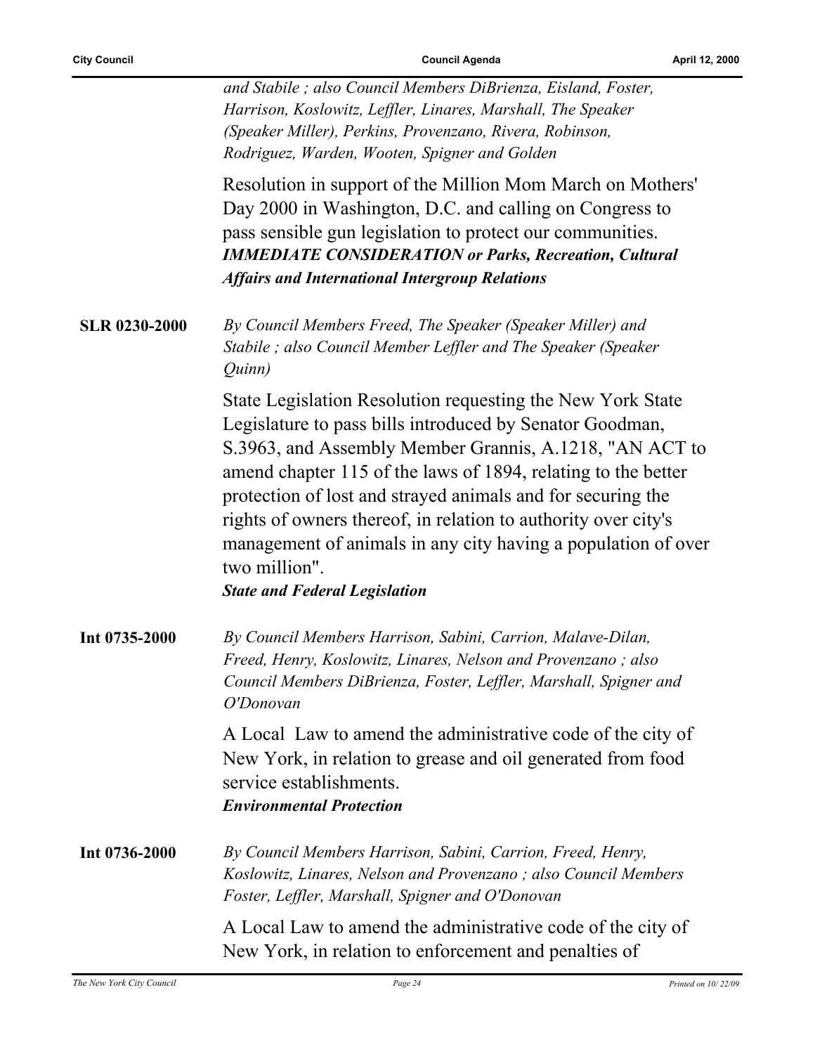*and Stabile ; also Council Members DiBrienza, Eisland, Foster, Harrison, Koslowitz, Leffler, Linares, Marshall, The Speaker (Speaker Miller), Perkins, Provenzano, Rivera, Robinson, Rodriguez, Warden, Wooten, Spigner and Golden*

Resolution in support of the Million Mom March on Mothers' Day 2000 in Washington, D.C. and calling on Congress to pass sensible gun legislation to protect our communities.
***IMMEDIATE CONSIDERATION or Parks, Recreation, Cultural Affairs and International Intergroup Relations***

**SLR 0230-2000**

*By Council Members Freed, The Speaker (Speaker Miller) and Stabile ; also Council Member Leffler and The Speaker (Speaker Quinn)*

State Legislation Resolution requesting the New York State Legislature to pass bills introduced by Senator Goodman, S.3963, and Assembly Member Grannis, A.1218, "AN ACT to amend chapter 115 of the laws of 1894, relating to the better protection of lost and strayed animals and for securing the rights of owners thereof, in relation to authority over city's management of animals in any city having a population of over two million".
***State and Federal Legislation***

**Int 0735-2000**

*By Council Members Harrison, Sabini, Carrion, Malave-Dilan, Freed, Henry, Koslowitz, Linares, Nelson and Provenzano ; also Council Members DiBrienza, Foster, Leffler, Marshall, Spigner and O'Donovan*

A Local Law to amend the administrative code of the city of New York, in relation to grease and oil generated from food service establishments.
***Environmental Protection***

**Int 0736-2000**

*By Council Members Harrison, Sabini, Carrion, Freed, Henry, Koslowitz, Linares, Nelson and Provenzano ; also Council Members Foster, Leffler, Marshall, Spigner and O'Donovan*

A Local Law to amend the administrative code of the city of New York, in relation to enforcement and penalties of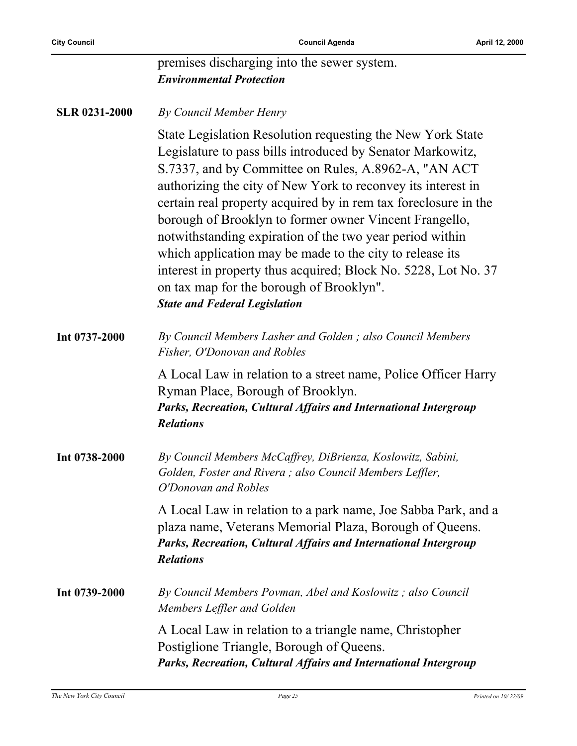premises discharging into the sewer system.
***Environmental Protection***

**SLR 0231-2000**

*By Council Member Henry*

State Legislation Resolution requesting the New York State Legislature to pass bills introduced by Senator Markowitz, S.7337, and by Committee on Rules, A.8962-A, "AN ACT authorizing the city of New York to reconvey its interest in certain real property acquired by in rem tax foreclosure in the borough of Brooklyn to former owner Vincent Frangello, notwithstanding expiration of the two year period within which application may be made to the city to release its interest in property thus acquired; Block No. 5228, Lot No. 37 on tax map for the borough of Brooklyn".
***State and Federal Legislation***

**Int 0737-2000**

*By Council Members Lasher and Golden ; also Council Members Fisher, O'Donovan and Robles*

A Local Law in relation to a street name, Police Officer Harry Ryman Place, Borough of Brooklyn.
***Parks, Recreation, Cultural Affairs and International Intergroup Relations***

**Int 0738-2000**

*By Council Members McCaffrey, DiBrienza, Koslowitz, Sabini, Golden, Foster and Rivera ; also Council Members Leffler, O'Donovan and Robles*

A Local Law in relation to a park name, Joe Sabba Park, and a plaza name, Veterans Memorial Plaza, Borough of Queens.
***Parks, Recreation, Cultural Affairs and International Intergroup Relations***

**Int 0739-2000**

*By Council Members Povman, Abel and Koslowitz ; also Council Members Leffler and Golden*

A Local Law in relation to a triangle name, Christopher Postiglione Triangle, Borough of Queens.
***Parks, Recreation, Cultural Affairs and International Intergroup***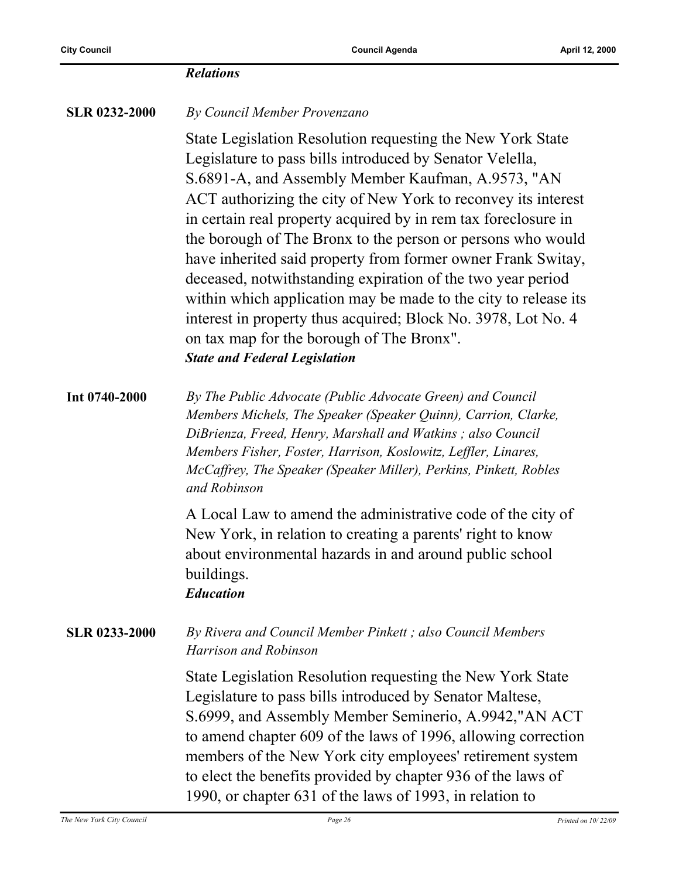***Relations***

**SLR 0232-2000** *By Council Member Provenzano*

State Legislation Resolution requesting the New York State Legislature to pass bills introduced by Senator Velella, S.6891-A, and Assembly Member Kaufman, A.9573, "AN ACT authorizing the city of New York to reconvey its interest in certain real property acquired by in rem tax foreclosure in the borough of The Bronx to the person or persons who would have inherited said property from former owner Frank Switay, deceased, notwithstanding expiration of the two year period within which application may be made to the city to release its interest in property thus acquired; Block No. 3978, Lot No. 4 on tax map for the borough of The Bronx".
***State and Federal Legislation***

**Int 0740-2000** *By The Public Advocate (Public Advocate Green) and Council Members Michels, The Speaker (Speaker Quinn), Carrion, Clarke, DiBrienza, Freed, Henry, Marshall and Watkins ; also Council Members Fisher, Foster, Harrison, Koslowitz, Leffler, Linares, McCaffrey, The Speaker (Speaker Miller), Perkins, Pinkett, Robles and Robinson*

A Local Law to amend the administrative code of the city of New York, in relation to creating a parents' right to know about environmental hazards in and around public school buildings.
***Education***

**SLR 0233-2000** *By Rivera and Council Member Pinkett ; also Council Members Harrison and Robinson*

State Legislation Resolution requesting the New York State Legislature to pass bills introduced by Senator Maltese, S.6999, and Assembly Member Seminerio, A.9942,"AN ACT to amend chapter 609 of the laws of 1996, allowing correction members of the New York city employees' retirement system to elect the benefits provided by chapter 936 of the laws of 1990, or chapter 631 of the laws of 1993, in relation to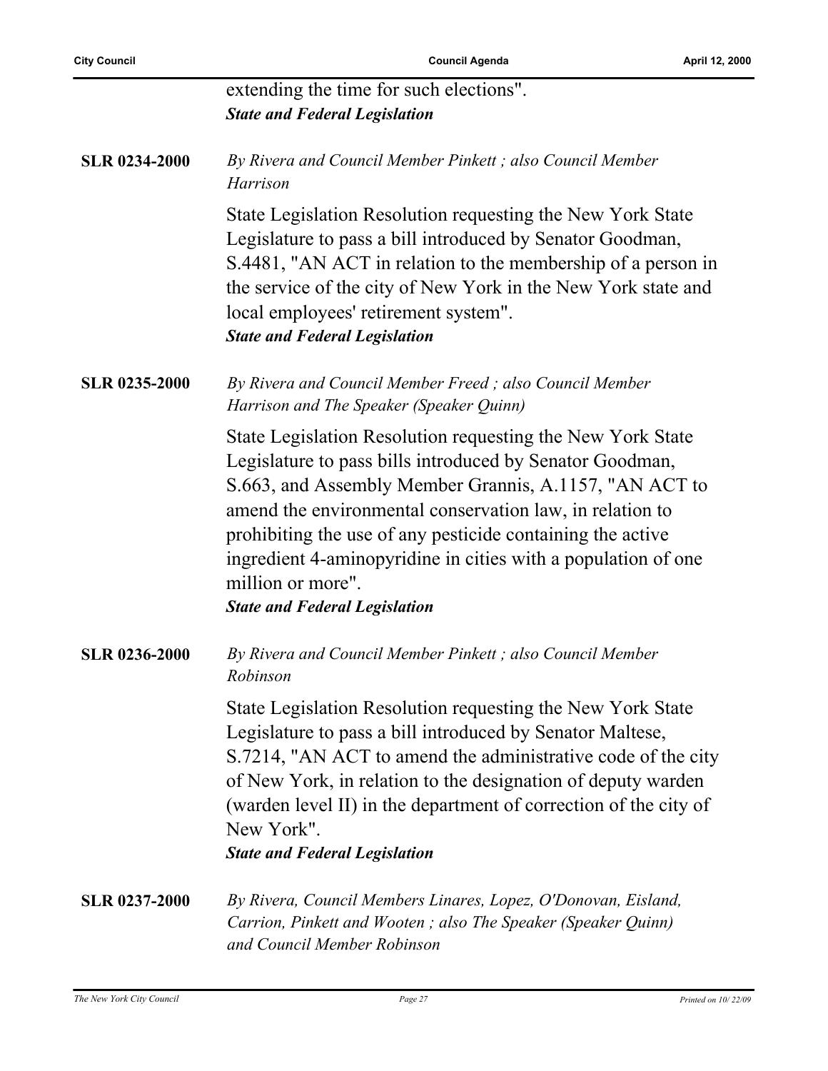extending the time for such elections".
***State and Federal Legislation***

**SLR 0234-2000** *By Rivera and Council Member Pinkett ; also Council Member Harrison*

State Legislation Resolution requesting the New York State Legislature to pass a bill introduced by Senator Goodman, S.4481, "AN ACT in relation to the membership of a person in the service of the city of New York in the New York state and local employees' retirement system".
***State and Federal Legislation***

**SLR 0235-2000** *By Rivera and Council Member Freed ; also Council Member Harrison and The Speaker (Speaker Quinn)*

State Legislation Resolution requesting the New York State Legislature to pass bills introduced by Senator Goodman, S.663, and Assembly Member Grannis, A.1157, "AN ACT to amend the environmental conservation law, in relation to prohibiting the use of any pesticide containing the active ingredient 4-aminopyridine in cities with a population of one million or more".
***State and Federal Legislation***

**SLR 0236-2000** *By Rivera and Council Member Pinkett ; also Council Member Robinson*

State Legislation Resolution requesting the New York State Legislature to pass a bill introduced by Senator Maltese, S.7214, "AN ACT to amend the administrative code of the city of New York, in relation to the designation of deputy warden (warden level II) in the department of correction of the city of New York".
***State and Federal Legislation***

**SLR 0237-2000** *By Rivera, Council Members Linares, Lopez, O'Donovan, Eisland, Carrion, Pinkett and Wooten ; also The Speaker (Speaker Quinn) and Council Member Robinson*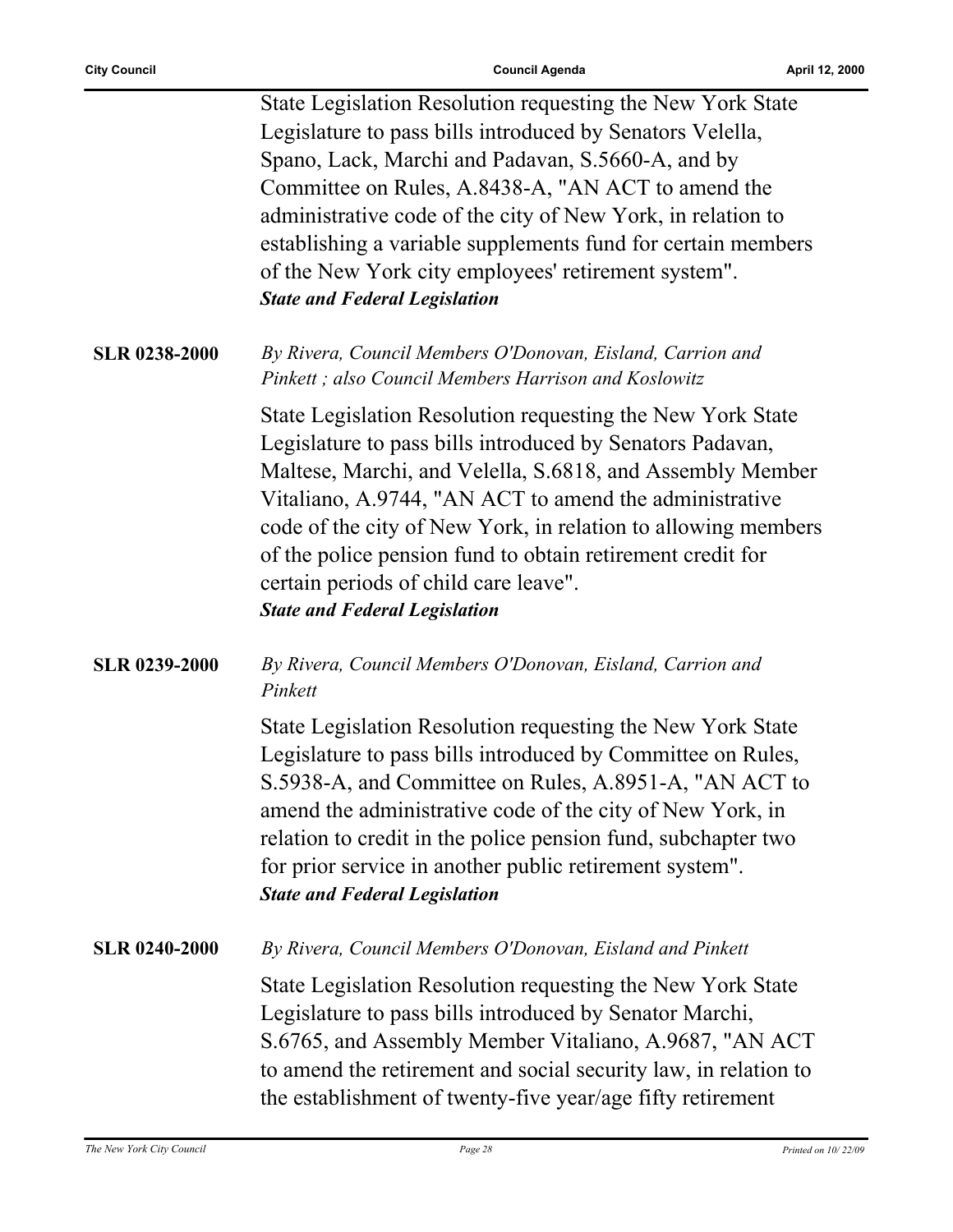State Legislation Resolution requesting the New York State Legislature to pass bills introduced by Senators Velella, Spano, Lack, Marchi and Padavan, S.5660-A, and by Committee on Rules, A.8438-A, "AN ACT to amend the administrative code of the city of New York, in relation to establishing a variable supplements fund for certain members of the New York city employees' retirement system".
***State and Federal Legislation***

**SLR 0238-2000**

*By Rivera, Council Members O'Donovan, Eisland, Carrion and Pinkett ; also Council Members Harrison and Koslowitz*

State Legislation Resolution requesting the New York State Legislature to pass bills introduced by Senators Padavan, Maltese, Marchi, and Velella, S.6818, and Assembly Member Vitaliano, A.9744, "AN ACT to amend the administrative code of the city of New York, in relation to allowing members of the police pension fund to obtain retirement credit for certain periods of child care leave".
***State and Federal Legislation***

**SLR 0239-2000**

*By Rivera, Council Members O'Donovan, Eisland, Carrion and Pinkett*

State Legislation Resolution requesting the New York State Legislature to pass bills introduced by Committee on Rules, S.5938-A, and Committee on Rules, A.8951-A, "AN ACT to amend the administrative code of the city of New York, in relation to credit in the police pension fund, subchapter two for prior service in another public retirement system".
***State and Federal Legislation***

**SLR 0240-2000**

*By Rivera, Council Members O'Donovan, Eisland and Pinkett*

State Legislation Resolution requesting the New York State Legislature to pass bills introduced by Senator Marchi, S.6765, and Assembly Member Vitaliano, A.9687, "AN ACT to amend the retirement and social security law, in relation to the establishment of twenty-five year/age fifty retirement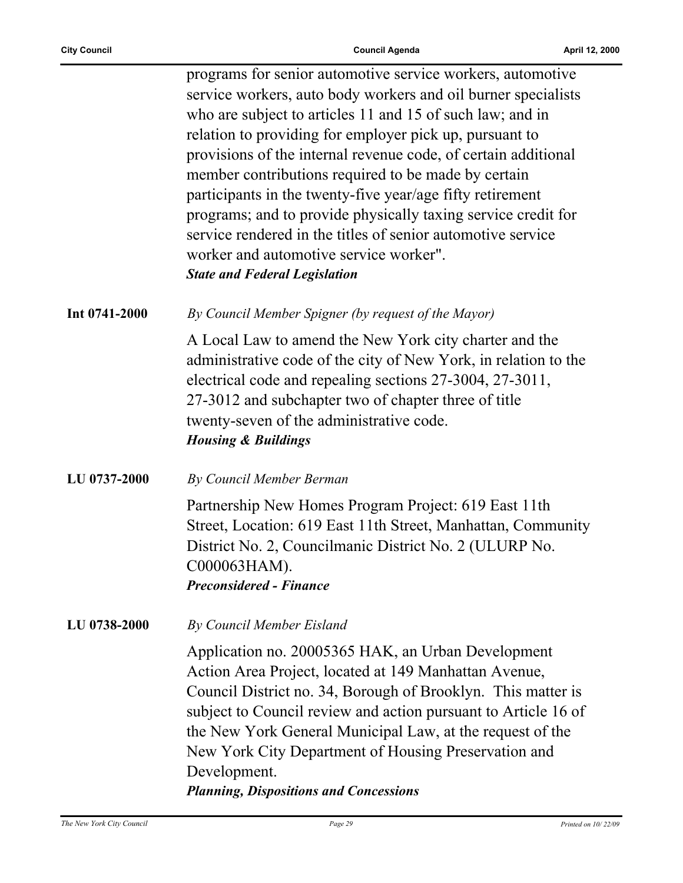programs for senior automotive service workers, automotive service workers, auto body workers and oil burner specialists who are subject to articles 11 and 15 of such law; and in relation to providing for employer pick up, pursuant to provisions of the internal revenue code, of certain additional member contributions required to be made by certain participants in the twenty-five year/age fifty retirement programs; and to provide physically taxing service credit for service rendered in the titles of senior automotive service worker and automotive service worker".

***State and Federal Legislation***

**Int 0741-2000** *By Council Member Spigner (by request of the Mayor)*

A Local Law to amend the New York city charter and the administrative code of the city of New York, in relation to the electrical code and repealing sections 27-3004, 27-3011, 27-3012 and subchapter two of chapter three of title twenty-seven of the administrative code.

***Housing & Buildings***

**LU 0737-2000** *By Council Member Berman*

Partnership New Homes Program Project: 619 East 11th Street, Location: 619 East 11th Street, Manhattan, Community District No. 2, Councilmanic District No. 2 (ULURP No. C000063HAM).

***Preconsidered - Finance***

**LU 0738-2000** *By Council Member Eisland*

Application no. 20005365 HAK, an Urban Development Action Area Project, located at 149 Manhattan Avenue, Council District no. 34, Borough of Brooklyn. This matter is subject to Council review and action pursuant to Article 16 of the New York General Municipal Law, at the request of the New York City Department of Housing Preservation and Development.

***Planning, Dispositions and Concessions***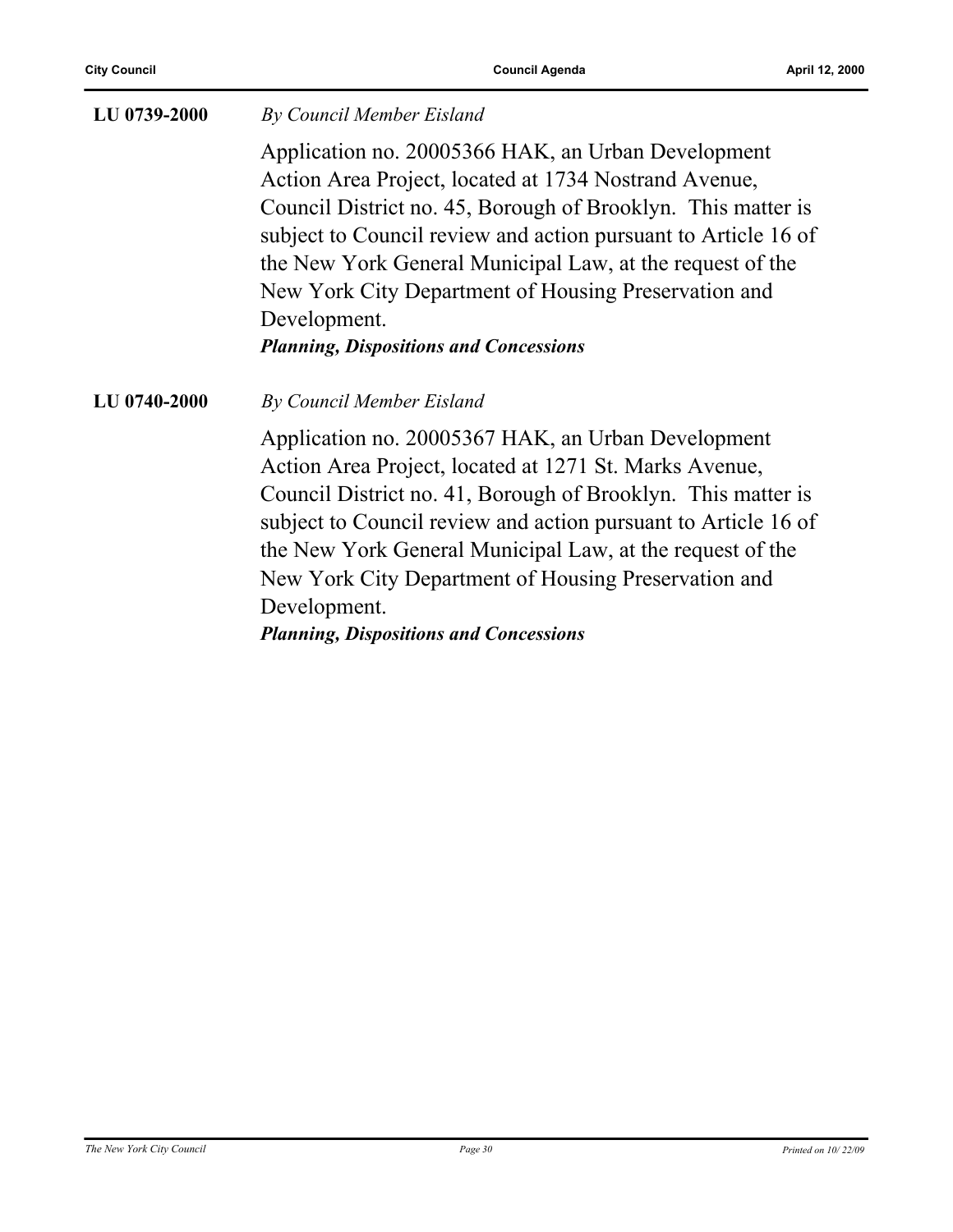**LU 0739-2000**

*By Council Member Eisland*

Application no. 20005366 HAK, an Urban Development Action Area Project, located at 1734 Nostrand Avenue, Council District no. 45, Borough of Brooklyn. This matter is subject to Council review and action pursuant to Article 16 of the New York General Municipal Law, at the request of the New York City Department of Housing Preservation and Development.

***Planning, Dispositions and Concessions***

**LU 0740-2000**

*By Council Member Eisland*

Application no. 20005367 HAK, an Urban Development Action Area Project, located at 1271 St. Marks Avenue, Council District no. 41, Borough of Brooklyn. This matter is subject to Council review and action pursuant to Article 16 of the New York General Municipal Law, at the request of the New York City Department of Housing Preservation and Development.

***Planning, Dispositions and Concessions***